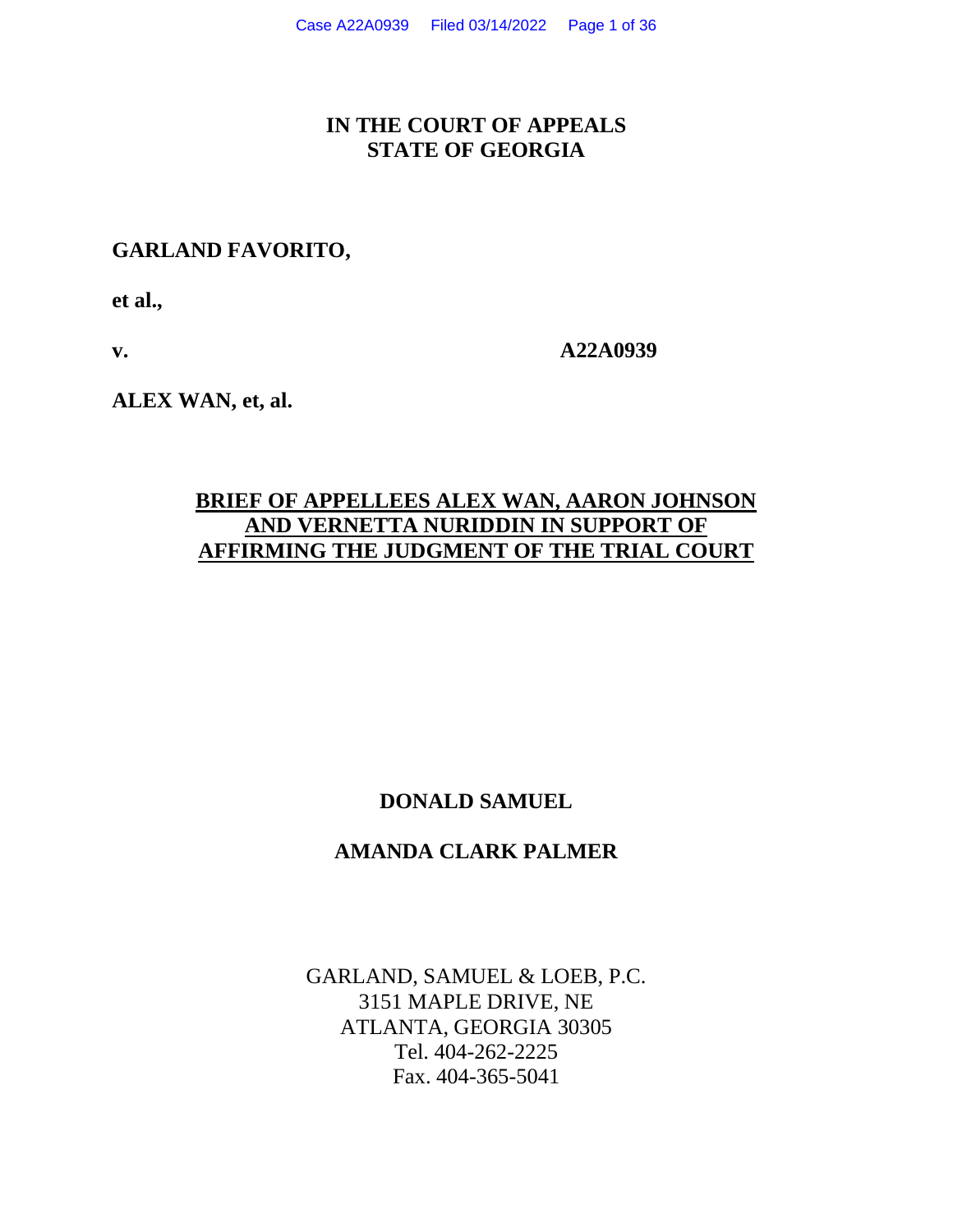# IN THE COURT OF APPEALS
# STATE OF GEORGIA

**GARLAND FAVORITO,**

**et al.,**

**v.** **A22A0939**

**ALEX WAN, et, al.**

## BRIEF OF APPELLEES ALEX WAN, AARON JOHNSON AND VERNETTA NURIDDIN IN SUPPORT OF AFFIRMING THE JUDGMENT OF THE TRIAL COURT

**DONALD SAMUEL**

**AMANDA CLARK PALMER**

GARLAND, SAMUEL & LOEB, P.C.
3151 MAPLE DRIVE, NE
ATLANTA, GEORGIA 30305
Tel. 404-262-2225
Fax. 404-365-5041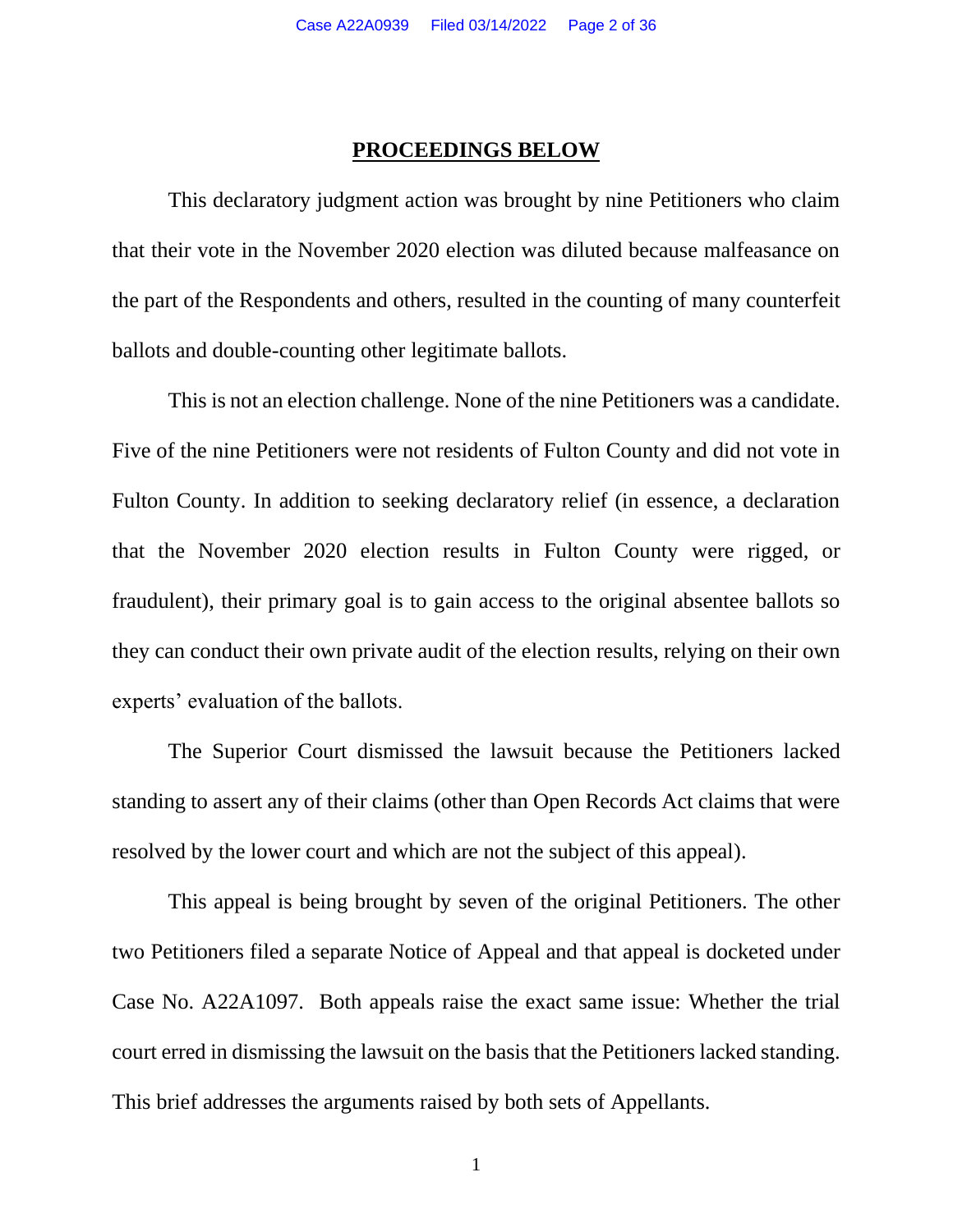## PROCEEDINGS BELOW

This declaratory judgment action was brought by nine Petitioners who claim that their vote in the November 2020 election was diluted because malfeasance on the part of the Respondents and others, resulted in the counting of many counterfeit ballots and double-counting other legitimate ballots.

This is not an election challenge. None of the nine Petitioners was a candidate. Five of the nine Petitioners were not residents of Fulton County and did not vote in Fulton County. In addition to seeking declaratory relief (in essence, a declaration that the November 2020 election results in Fulton County were rigged, or fraudulent), their primary goal is to gain access to the original absentee ballots so they can conduct their own private audit of the election results, relying on their own experts' evaluation of the ballots.

The Superior Court dismissed the lawsuit because the Petitioners lacked standing to assert any of their claims (other than Open Records Act claims that were resolved by the lower court and which are not the subject of this appeal).

This appeal is being brought by seven of the original Petitioners. The other two Petitioners filed a separate Notice of Appeal and that appeal is docketed under Case No. A22A1097. Both appeals raise the exact same issue: Whether the trial court erred in dismissing the lawsuit on the basis that the Petitioners lacked standing. This brief addresses the arguments raised by both sets of Appellants.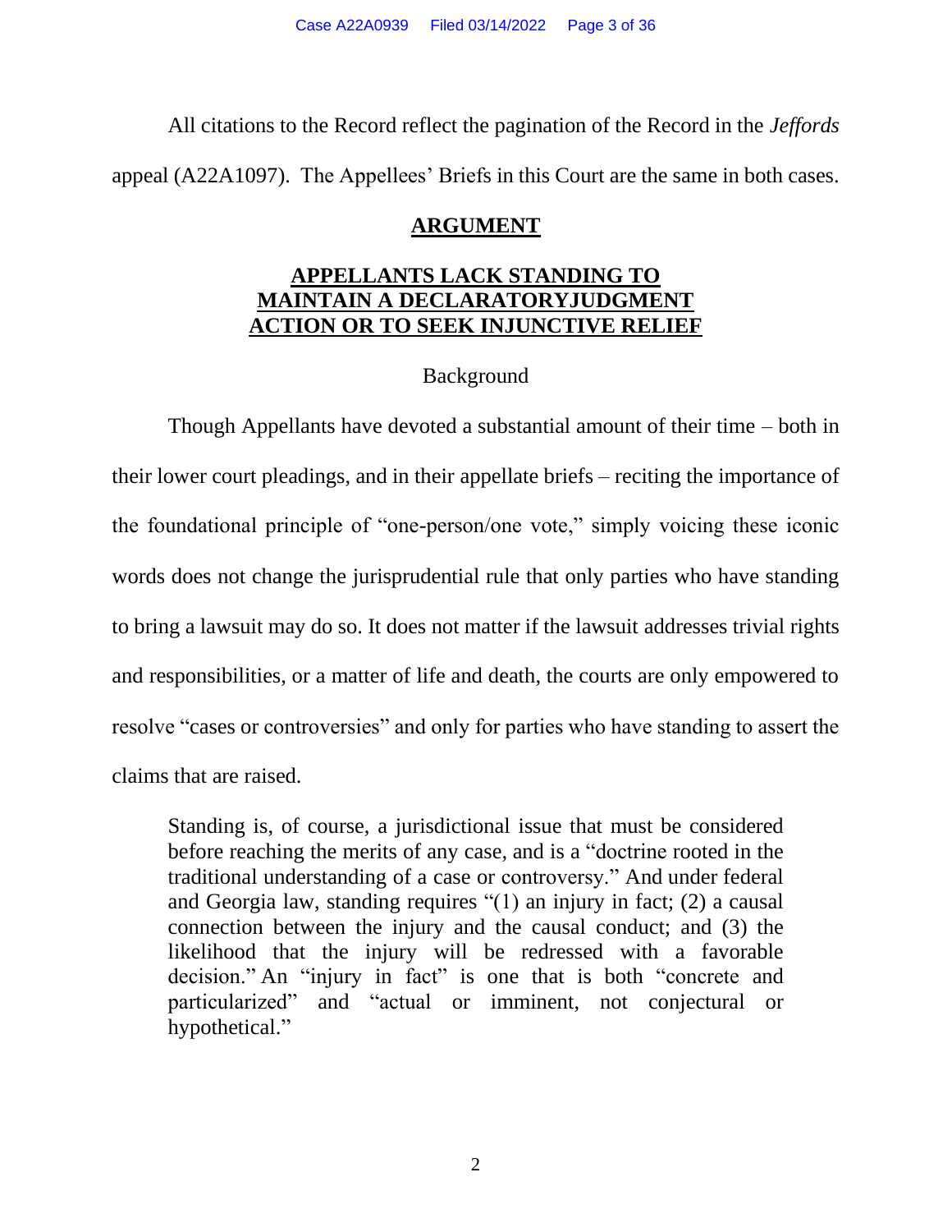All citations to the Record reflect the pagination of the Record in the *Jeffords* appeal (A22A1097). The Appellees' Briefs in this Court are the same in both cases.

## ARGUMENT

### APPELLANTS LACK STANDING TO MAINTAIN A DECLARATORYJUDGMENT ACTION OR TO SEEK INJUNCTIVE RELIEF

Background

Though Appellants have devoted a substantial amount of their time – both in their lower court pleadings, and in their appellate briefs – reciting the importance of the foundational principle of "one-person/one vote," simply voicing these iconic words does not change the jurisprudential rule that only parties who have standing to bring a lawsuit may do so. It does not matter if the lawsuit addresses trivial rights and responsibilities, or a matter of life and death, the courts are only empowered to resolve "cases or controversies" and only for parties who have standing to assert the claims that are raised.

> Standing is, of course, a jurisdictional issue that must be considered before reaching the merits of any case, and is a "doctrine rooted in the traditional understanding of a case or controversy." And under federal and Georgia law, standing requires "(1) an injury in fact; (2) a causal connection between the injury and the causal conduct; and (3) the likelihood that the injury will be redressed with a favorable decision." An "injury in fact" is one that is both "concrete and particularized" and "actual or imminent, not conjectural or hypothetical."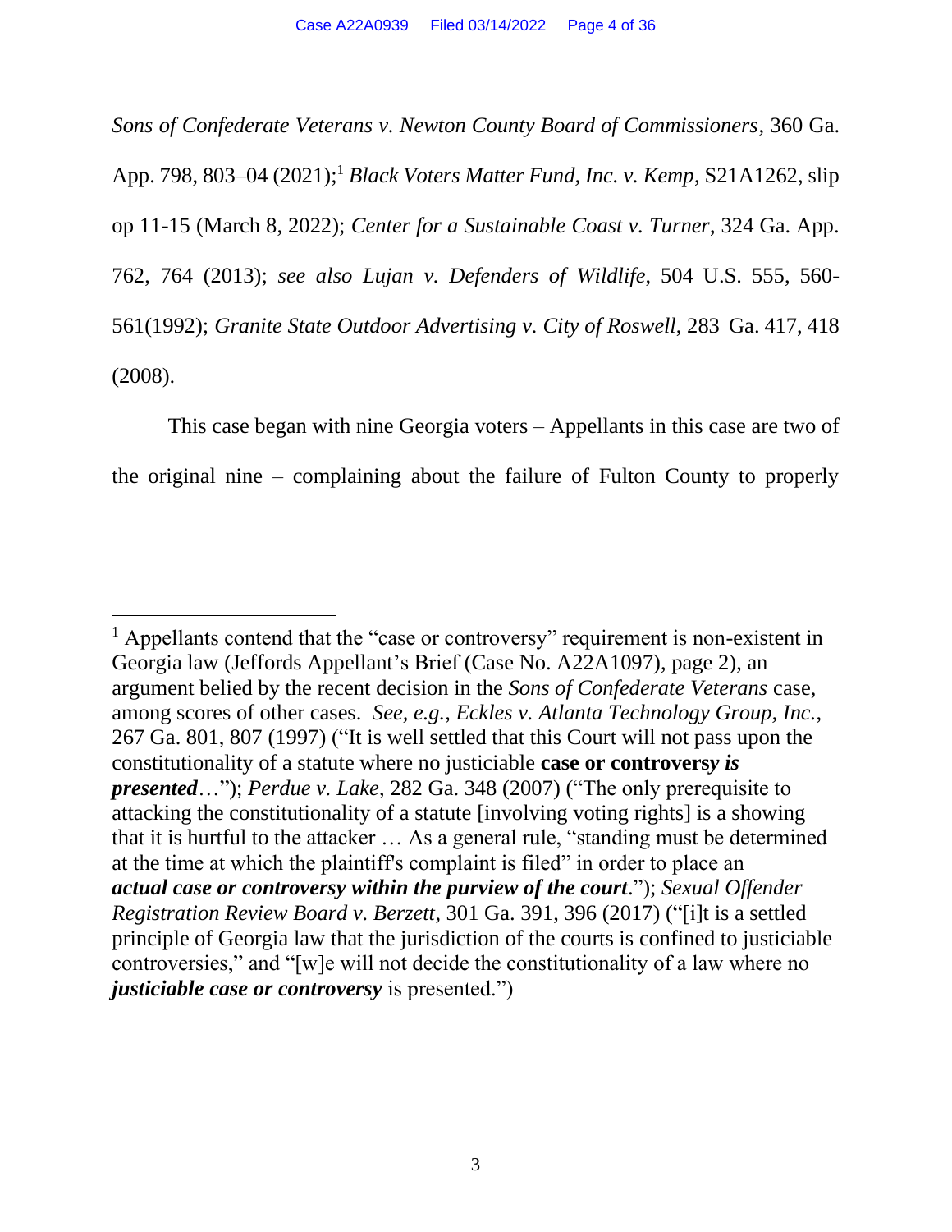*Sons of Confederate Veterans v. Newton County Board of Commissioners*, 360 Ga. App. 798, 803–04 (2021);[1] *Black Voters Matter Fund, Inc. v. Kemp*, S21A1262, slip op 11-15 (March 8, 2022); *Center for a Sustainable Coast v. Turner*, 324 Ga. App. 762, 764 (2013); *see also Lujan v. Defenders of Wildlife*, 504 U.S. 555, 560-561(1992); *Granite State Outdoor Advertising v. City of Roswell*, 283 Ga. 417, 418 (2008).

This case began with nine Georgia voters – Appellants in this case are two of the original nine – complaining about the failure of Fulton County to properly

---

[1] Appellants contend that the "case or controversy" requirement is non-existent in Georgia law (Jeffords Appellant's Brief (Case No. A22A1097), page 2), an argument belied by the recent decision in the *Sons of Confederate Veterans* case, among scores of other cases. *See, e.g., Eckles v. Atlanta Technology Group, Inc.*, 267 Ga. 801, 807 (1997) ("It is well settled that this Court will not pass upon the constitutionality of a statute where no justiciable **case or controversy** ***is presented***…"); *Perdue v. Lake*, 282 Ga. 348 (2007) ("The only prerequisite to attacking the constitutionality of a statute [involving voting rights] is a showing that it is hurtful to the attacker … As a general rule, "standing must be determined at the time at which the plaintiff's complaint is filed" in order to place an ***actual case or controversy within the purview of the court***."); *Sexual Offender Registration Review Board v. Berzett*, 301 Ga. 391, 396 (2017) ("[i]t is a settled principle of Georgia law that the jurisdiction of the courts is confined to justiciable controversies," and "[w]e will not decide the constitutionality of a law where no ***justiciable case or controversy*** is presented.")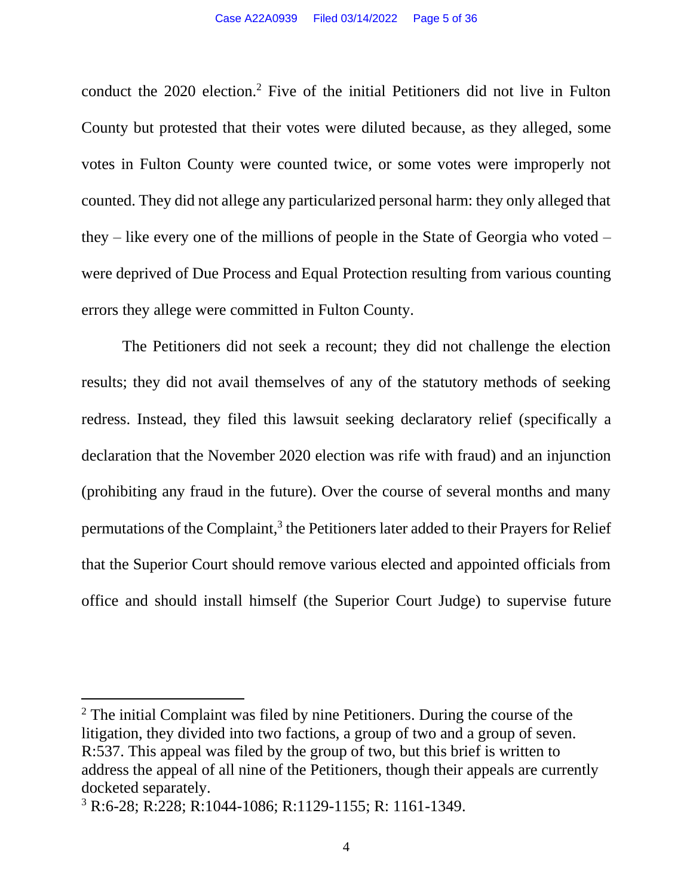conduct the 2020 election.[2] Five of the initial Petitioners did not live in Fulton County but protested that their votes were diluted because, as they alleged, some votes in Fulton County were counted twice, or some votes were improperly not counted. They did not allege any particularized personal harm: they only alleged that they – like every one of the millions of people in the State of Georgia who voted – were deprived of Due Process and Equal Protection resulting from various counting errors they allege were committed in Fulton County.

The Petitioners did not seek a recount; they did not challenge the election results; they did not avail themselves of any of the statutory methods of seeking redress. Instead, they filed this lawsuit seeking declaratory relief (specifically a declaration that the November 2020 election was rife with fraud) and an injunction (prohibiting any fraud in the future). Over the course of several months and many permutations of the Complaint,[3] the Petitioners later added to their Prayers for Relief that the Superior Court should remove various elected and appointed officials from office and should install himself (the Superior Court Judge) to supervise future

---

[2] The initial Complaint was filed by nine Petitioners. During the course of the litigation, they divided into two factions, a group of two and a group of seven. R:537. This appeal was filed by the group of two, but this brief is written to address the appeal of all nine of the Petitioners, though their appeals are currently docketed separately.

[3] R:6-28; R:228; R:1044-1086; R:1129-1155; R: 1161-1349.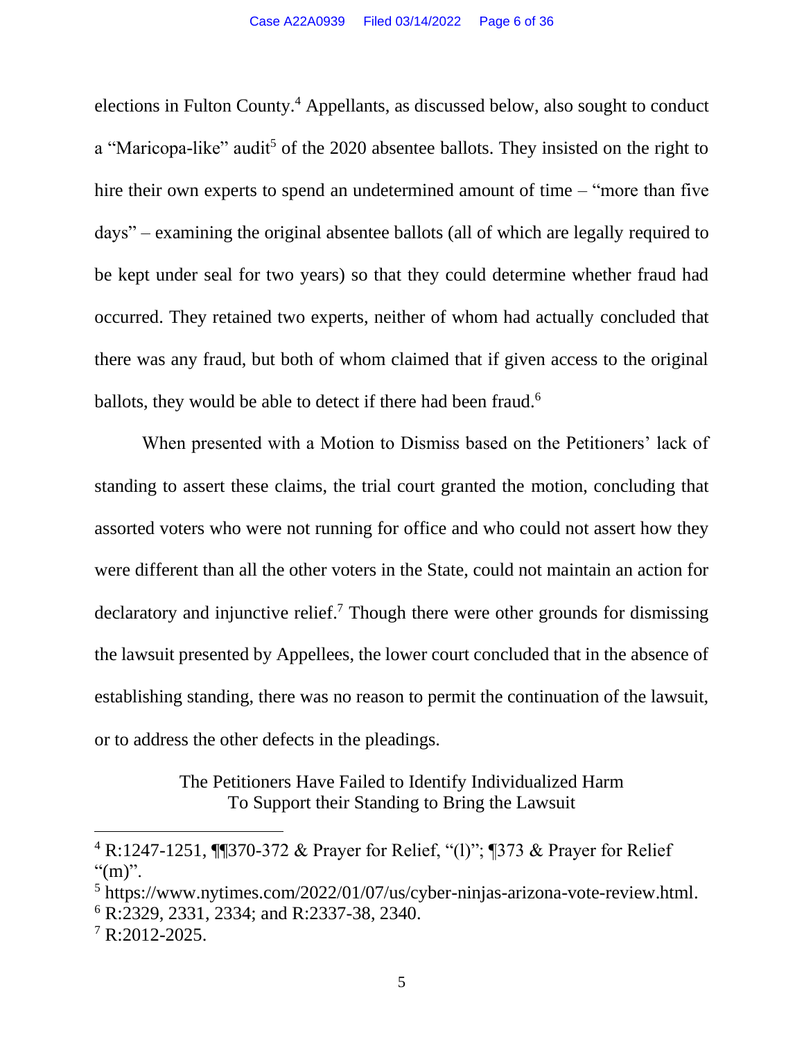elections in Fulton County.[4] Appellants, as discussed below, also sought to conduct a "Maricopa-like" audit[5] of the 2020 absentee ballots. They insisted on the right to hire their own experts to spend an undetermined amount of time – "more than five days" – examining the original absentee ballots (all of which are legally required to be kept under seal for two years) so that they could determine whether fraud had occurred. They retained two experts, neither of whom had actually concluded that there was any fraud, but both of whom claimed that if given access to the original ballots, they would be able to detect if there had been fraud.[6]

When presented with a Motion to Dismiss based on the Petitioners' lack of standing to assert these claims, the trial court granted the motion, concluding that assorted voters who were not running for office and who could not assert how they were different than all the other voters in the State, could not maintain an action for declaratory and injunctive relief.[7] Though there were other grounds for dismissing the lawsuit presented by Appellees, the lower court concluded that in the absence of establishing standing, there was no reason to permit the continuation of the lawsuit, or to address the other defects in the pleadings.

## The Petitioners Have Failed to Identify Individualized Harm To Support their Standing to Bring the Lawsuit

---

[4] R:1247-1251, ¶¶370-372 & Prayer for Relief, "(l)"; ¶373 & Prayer for Relief "(m)".

[5] https://www.nytimes.com/2022/01/07/us/cyber-ninjas-arizona-vote-review.html.

[6] R:2329, 2331, 2334; and R:2337-38, 2340.

[7] R:2012-2025.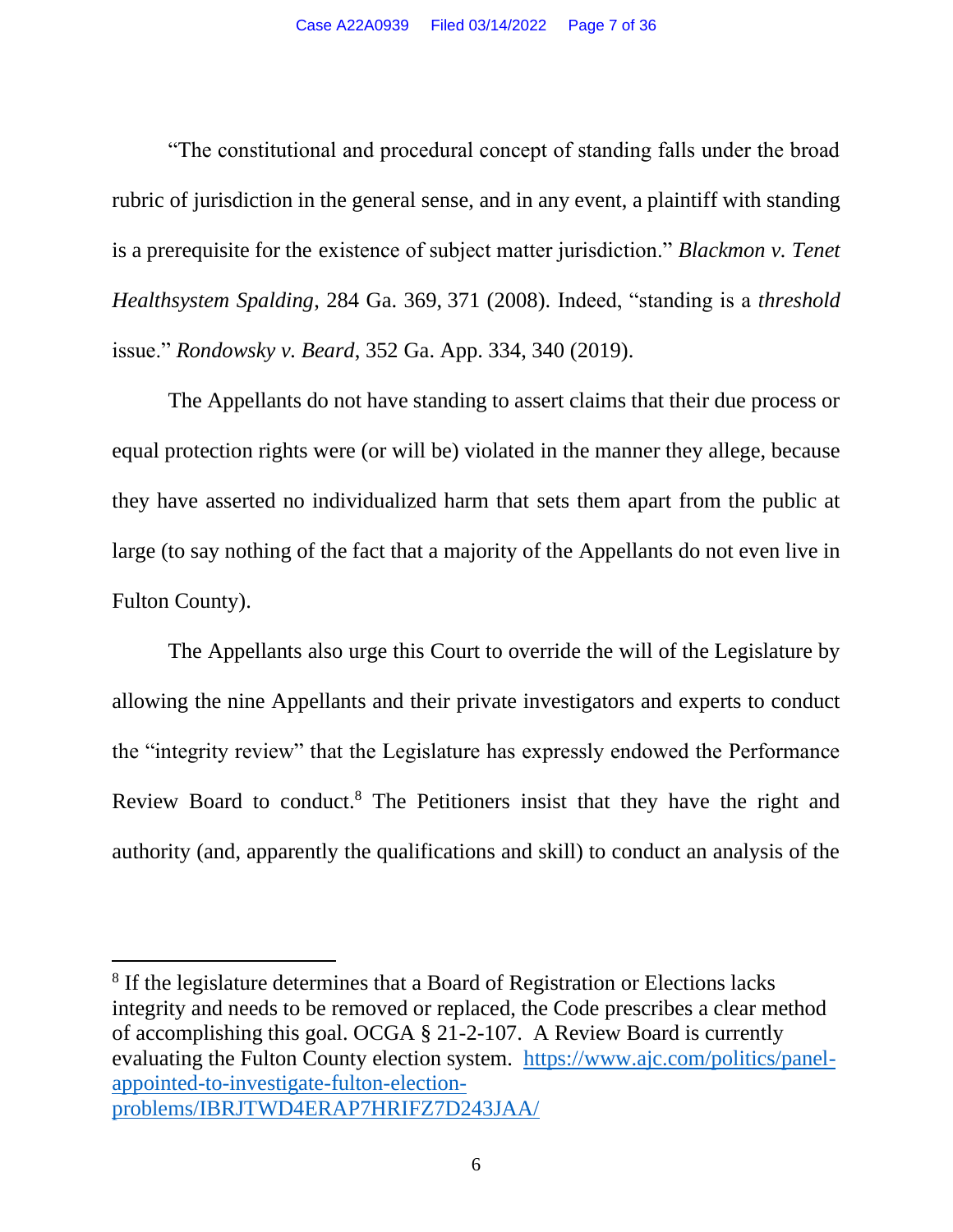"The constitutional and procedural concept of standing falls under the broad rubric of jurisdiction in the general sense, and in any event, a plaintiff with standing is a prerequisite for the existence of subject matter jurisdiction." *Blackmon v. Tenet Healthsystem Spalding*, 284 Ga. 369, 371 (2008). Indeed, "standing is a *threshold* issue." *Rondowsky v. Beard*, 352 Ga. App. 334, 340 (2019).

The Appellants do not have standing to assert claims that their due process or equal protection rights were (or will be) violated in the manner they allege, because they have asserted no individualized harm that sets them apart from the public at large (to say nothing of the fact that a majority of the Appellants do not even live in Fulton County).

The Appellants also urge this Court to override the will of the Legislature by allowing the nine Appellants and their private investigators and experts to conduct the "integrity review" that the Legislature has expressly endowed the Performance Review Board to conduct.[8] The Petitioners insist that they have the right and authority (and, apparently the qualifications and skill) to conduct an analysis of the

[8] If the legislature determines that a Board of Registration or Elections lacks integrity and needs to be removed or replaced, the Code prescribes a clear method of accomplishing this goal. OCGA § 21-2-107. A Review Board is currently evaluating the Fulton County election system. https://www.ajc.com/politics/panel-appointed-to-investigate-fulton-election-problems/IBRJTWD4ERAP7HRIFZ7D243JAA/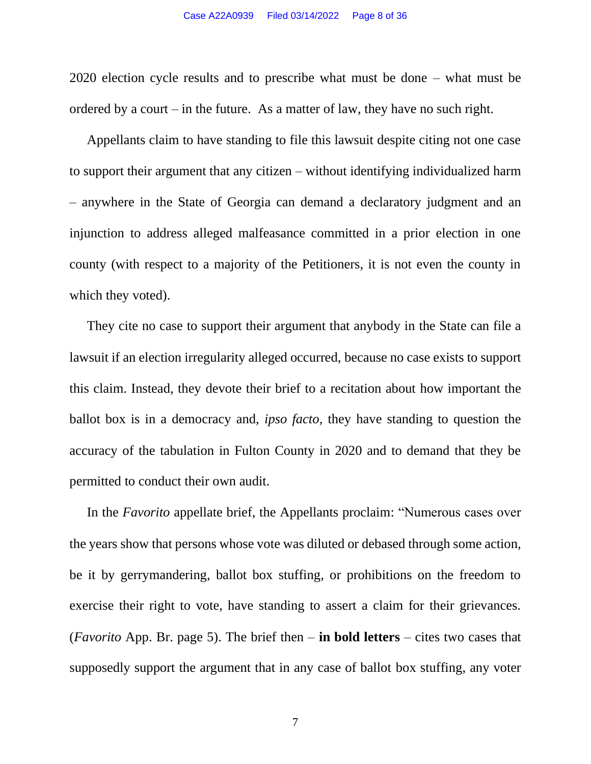2020 election cycle results and to prescribe what must be done – what must be ordered by a court – in the future. As a matter of law, they have no such right.

Appellants claim to have standing to file this lawsuit despite citing not one case to support their argument that any citizen – without identifying individualized harm – anywhere in the State of Georgia can demand a declaratory judgment and an injunction to address alleged malfeasance committed in a prior election in one county (with respect to a majority of the Petitioners, it is not even the county in which they voted).

They cite no case to support their argument that anybody in the State can file a lawsuit if an election irregularity alleged occurred, because no case exists to support this claim. Instead, they devote their brief to a recitation about how important the ballot box is in a democracy and, *ipso facto*, they have standing to question the accuracy of the tabulation in Fulton County in 2020 and to demand that they be permitted to conduct their own audit.

In the *Favorito* appellate brief, the Appellants proclaim: "Numerous cases over the years show that persons whose vote was diluted or debased through some action, be it by gerrymandering, ballot box stuffing, or prohibitions on the freedom to exercise their right to vote, have standing to assert a claim for their grievances. (*Favorito* App. Br. page 5). The brief then – **in bold letters** – cites two cases that supposedly support the argument that in any case of ballot box stuffing, any voter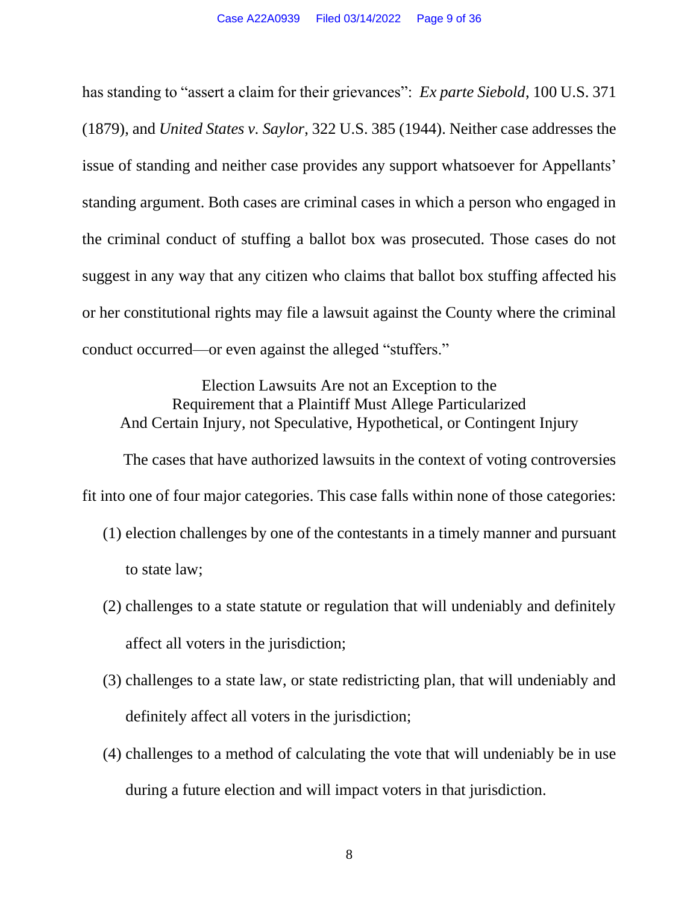has standing to "assert a claim for their grievances": *Ex parte Siebold*, 100 U.S. 371 (1879), and *United States v. Saylor*, 322 U.S. 385 (1944). Neither case addresses the issue of standing and neither case provides any support whatsoever for Appellants' standing argument. Both cases are criminal cases in which a person who engaged in the criminal conduct of stuffing a ballot box was prosecuted. Those cases do not suggest in any way that any citizen who claims that ballot box stuffing affected his or her constitutional rights may file a lawsuit against the County where the criminal conduct occurred—or even against the alleged "stuffers."

### Election Lawsuits Are not an Exception to the Requirement that a Plaintiff Must Allege Particularized And Certain Injury, not Speculative, Hypothetical, or Contingent Injury

The cases that have authorized lawsuits in the context of voting controversies fit into one of four major categories. This case falls within none of those categories:

(1) election challenges by one of the contestants in a timely manner and pursuant to state law;

(2) challenges to a state statute or regulation that will undeniably and definitely affect all voters in the jurisdiction;

(3) challenges to a state law, or state redistricting plan, that will undeniably and definitely affect all voters in the jurisdiction;

(4) challenges to a method of calculating the vote that will undeniably be in use during a future election and will impact voters in that jurisdiction.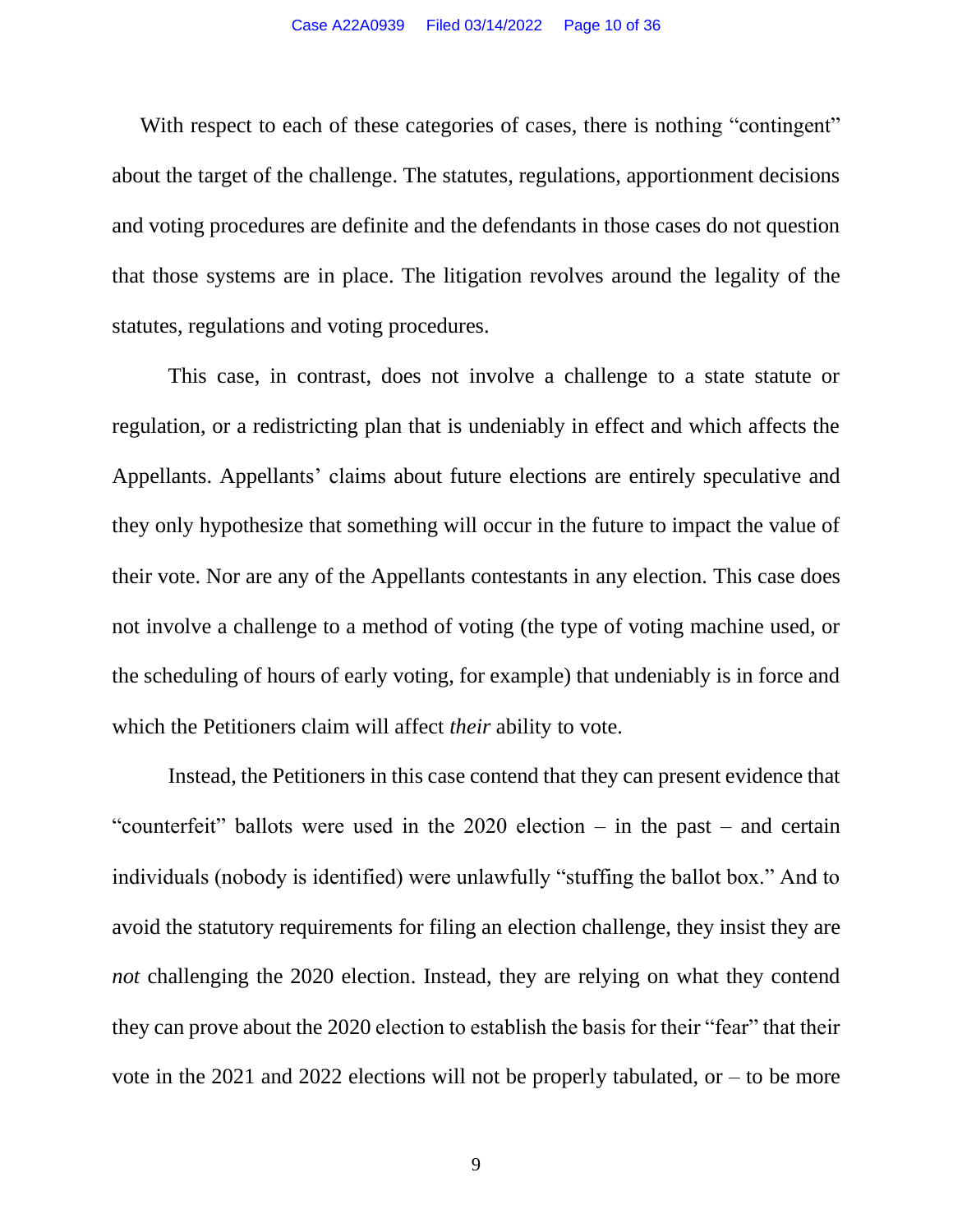With respect to each of these categories of cases, there is nothing "contingent" about the target of the challenge. The statutes, regulations, apportionment decisions and voting procedures are definite and the defendants in those cases do not question that those systems are in place. The litigation revolves around the legality of the statutes, regulations and voting procedures.

This case, in contrast, does not involve a challenge to a state statute or regulation, or a redistricting plan that is undeniably in effect and which affects the Appellants. Appellants' claims about future elections are entirely speculative and they only hypothesize that something will occur in the future to impact the value of their vote. Nor are any of the Appellants contestants in any election. This case does not involve a challenge to a method of voting (the type of voting machine used, or the scheduling of hours of early voting, for example) that undeniably is in force and which the Petitioners claim will affect *their* ability to vote.

Instead, the Petitioners in this case contend that they can present evidence that "counterfeit" ballots were used in the 2020 election – in the past – and certain individuals (nobody is identified) were unlawfully "stuffing the ballot box." And to avoid the statutory requirements for filing an election challenge, they insist they are *not* challenging the 2020 election. Instead, they are relying on what they contend they can prove about the 2020 election to establish the basis for their "fear" that their vote in the 2021 and 2022 elections will not be properly tabulated, or – to be more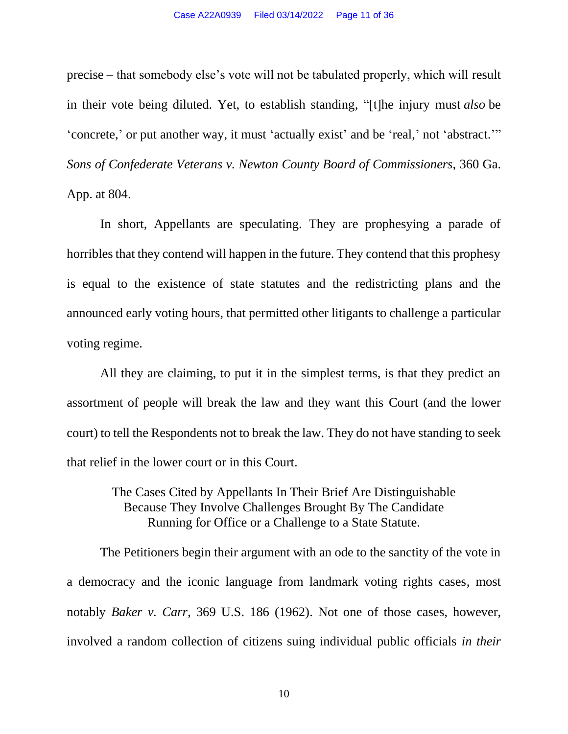precise – that somebody else's vote will not be tabulated properly, which will result in their vote being diluted. Yet, to establish standing, "[t]he injury must *also* be 'concrete,' or put another way, it must 'actually exist' and be 'real,' not 'abstract.'" *Sons of Confederate Veterans v. Newton County Board of Commissioners*, 360 Ga. App. at 804.

In short, Appellants are speculating. They are prophesying a parade of horribles that they contend will happen in the future. They contend that this prophesy is equal to the existence of state statutes and the redistricting plans and the announced early voting hours, that permitted other litigants to challenge a particular voting regime.

All they are claiming, to put it in the simplest terms, is that they predict an assortment of people will break the law and they want this Court (and the lower court) to tell the Respondents not to break the law. They do not have standing to seek that relief in the lower court or in this Court.

### The Cases Cited by Appellants In Their Brief Are Distinguishable Because They Involve Challenges Brought By The Candidate Running for Office or a Challenge to a State Statute.

The Petitioners begin their argument with an ode to the sanctity of the vote in a democracy and the iconic language from landmark voting rights cases, most notably *Baker v. Carr*, 369 U.S. 186 (1962). Not one of those cases, however, involved a random collection of citizens suing individual public officials *in their*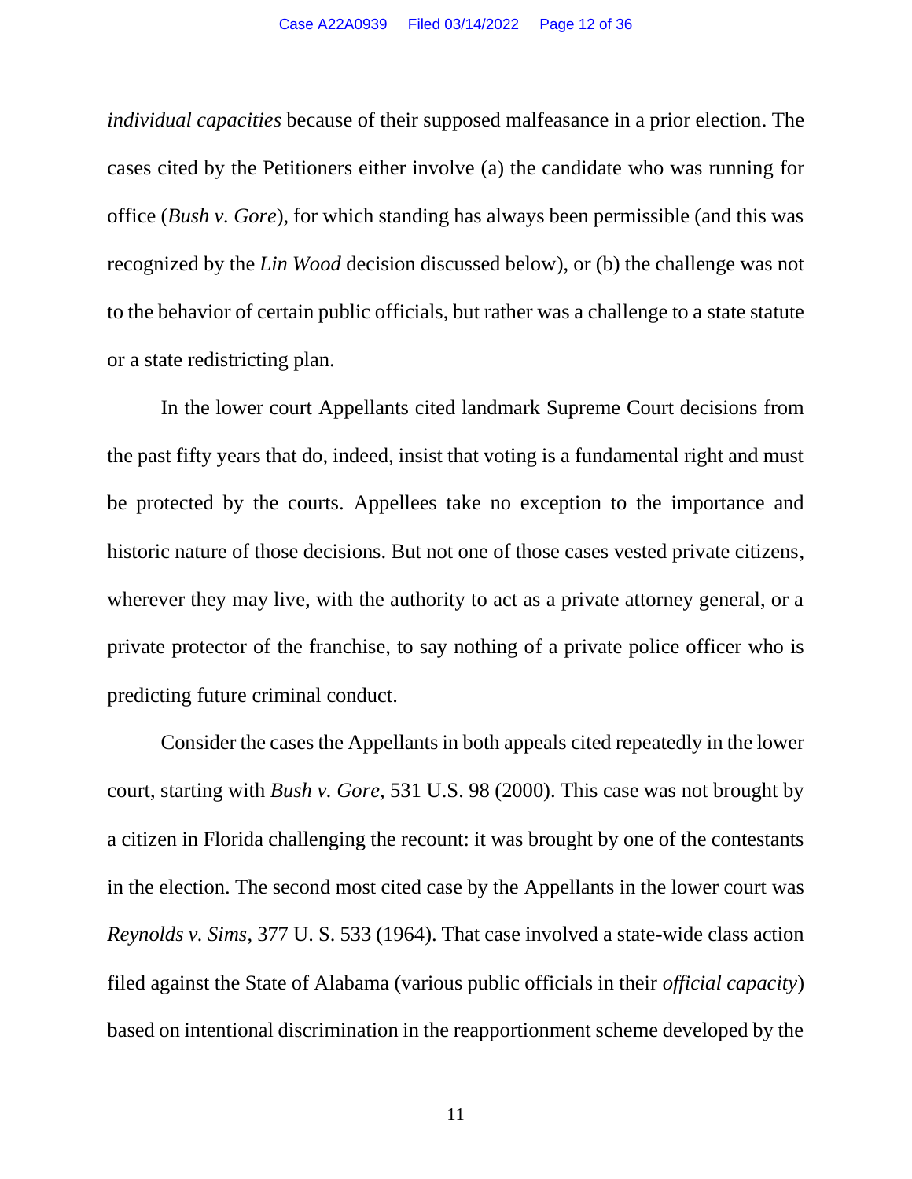*individual capacities* because of their supposed malfeasance in a prior election. The cases cited by the Petitioners either involve (a) the candidate who was running for office (*Bush v. Gore*), for which standing has always been permissible (and this was recognized by the *Lin Wood* decision discussed below), or (b) the challenge was not to the behavior of certain public officials, but rather was a challenge to a state statute or a state redistricting plan.

In the lower court Appellants cited landmark Supreme Court decisions from the past fifty years that do, indeed, insist that voting is a fundamental right and must be protected by the courts. Appellees take no exception to the importance and historic nature of those decisions. But not one of those cases vested private citizens, wherever they may live, with the authority to act as a private attorney general, or a private protector of the franchise, to say nothing of a private police officer who is predicting future criminal conduct.

Consider the cases the Appellants in both appeals cited repeatedly in the lower court, starting with *Bush v. Gore,* 531 U.S. 98 (2000). This case was not brought by a citizen in Florida challenging the recount: it was brought by one of the contestants in the election. The second most cited case by the Appellants in the lower court was *Reynolds v. Sims*, 377 U. S. 533 (1964). That case involved a state-wide class action filed against the State of Alabama (various public officials in their *official capacity*) based on intentional discrimination in the reapportionment scheme developed by the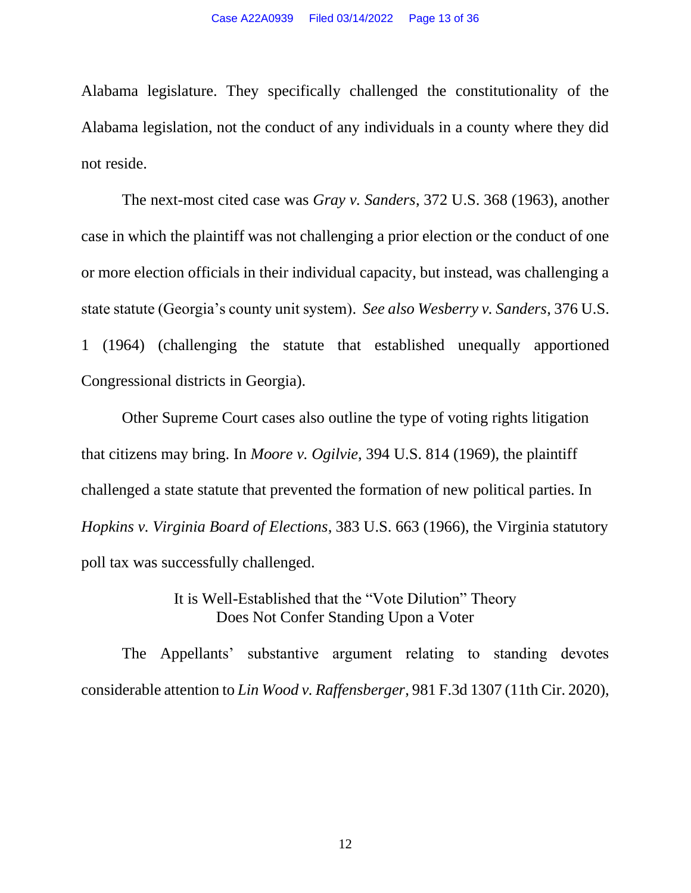Alabama legislature. They specifically challenged the constitutionality of the Alabama legislation, not the conduct of any individuals in a county where they did not reside.

The next-most cited case was *Gray v. Sanders*, 372 U.S. 368 (1963), another case in which the plaintiff was not challenging a prior election or the conduct of one or more election officials in their individual capacity, but instead, was challenging a state statute (Georgia's county unit system). *See also Wesberry v. Sanders*, 376 U.S. 1 (1964) (challenging the statute that established unequally apportioned Congressional districts in Georgia).

Other Supreme Court cases also outline the type of voting rights litigation that citizens may bring. In *Moore v. Ogilvie*, 394 U.S. 814 (1969), the plaintiff challenged a state statute that prevented the formation of new political parties. In *Hopkins v. Virginia Board of Elections*, 383 U.S. 663 (1966), the Virginia statutory poll tax was successfully challenged.

### It is Well-Established that the "Vote Dilution" Theory Does Not Confer Standing Upon a Voter

The Appellants' substantive argument relating to standing devotes considerable attention to *Lin Wood v. Raffensberger*, 981 F.3d 1307 (11th Cir. 2020),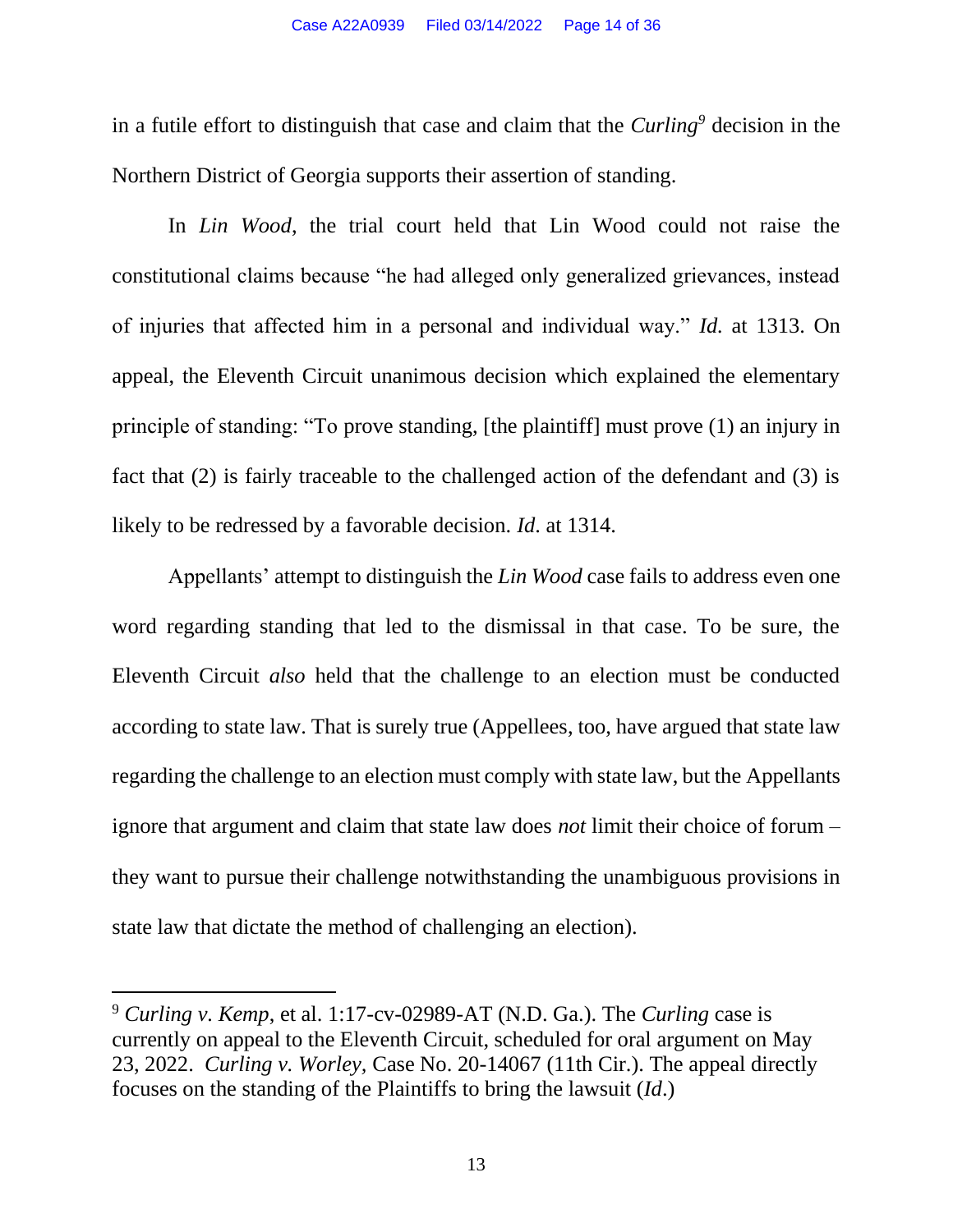in a futile effort to distinguish that case and claim that the *Curling*[9] decision in the Northern District of Georgia supports their assertion of standing.

In *Lin Wood*, the trial court held that Lin Wood could not raise the constitutional claims because "he had alleged only generalized grievances, instead of injuries that affected him in a personal and individual way." *Id.* at 1313. On appeal, the Eleventh Circuit unanimous decision which explained the elementary principle of standing: "To prove standing, [the plaintiff] must prove (1) an injury in fact that (2) is fairly traceable to the challenged action of the defendant and (3) is likely to be redressed by a favorable decision. *Id*. at 1314.

Appellants' attempt to distinguish the *Lin Wood* case fails to address even one word regarding standing that led to the dismissal in that case. To be sure, the Eleventh Circuit *also* held that the challenge to an election must be conducted according to state law. That is surely true (Appellees, too, have argued that state law regarding the challenge to an election must comply with state law, but the Appellants ignore that argument and claim that state law does *not* limit their choice of forum – they want to pursue their challenge notwithstanding the unambiguous provisions in state law that dictate the method of challenging an election).

---

[9] *Curling v. Kemp*, et al. 1:17-cv-02989-AT (N.D. Ga.). The *Curling* case is currently on appeal to the Eleventh Circuit, scheduled for oral argument on May 23, 2022. *Curling v. Worley*, Case No. 20-14067 (11th Cir.). The appeal directly focuses on the standing of the Plaintiffs to bring the lawsuit (*Id*.)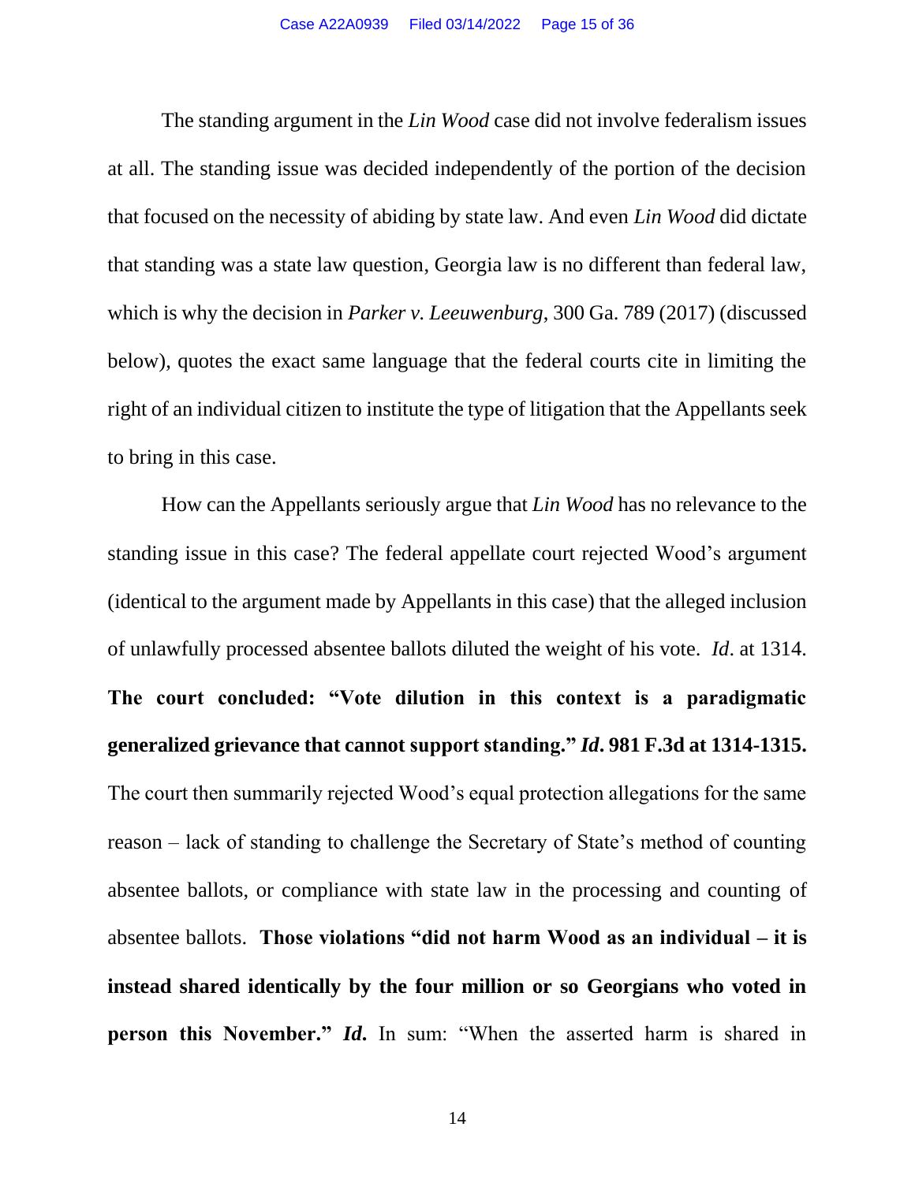The standing argument in the *Lin Wood* case did not involve federalism issues at all. The standing issue was decided independently of the portion of the decision that focused on the necessity of abiding by state law. And even *Lin Wood* did dictate that standing was a state law question, Georgia law is no different than federal law, which is why the decision in *Parker v. Leeuwenburg*, 300 Ga. 789 (2017) (discussed below), quotes the exact same language that the federal courts cite in limiting the right of an individual citizen to institute the type of litigation that the Appellants seek to bring in this case.

How can the Appellants seriously argue that *Lin Wood* has no relevance to the standing issue in this case? The federal appellate court rejected Wood's argument (identical to the argument made by Appellants in this case) that the alleged inclusion of unlawfully processed absentee ballots diluted the weight of his vote. *Id*. at 1314. **The court concluded: "Vote dilution in this context is a paradigmatic generalized grievance that cannot support standing."** ***Id*****. 981 F.3d at 1314-1315.** The court then summarily rejected Wood's equal protection allegations for the same reason – lack of standing to challenge the Secretary of State's method of counting absentee ballots, or compliance with state law in the processing and counting of absentee ballots. **Those violations "did not harm Wood as an individual – it is instead shared identically by the four million or so Georgians who voted in person this November."** ***Id*****.** In sum: "When the asserted harm is shared in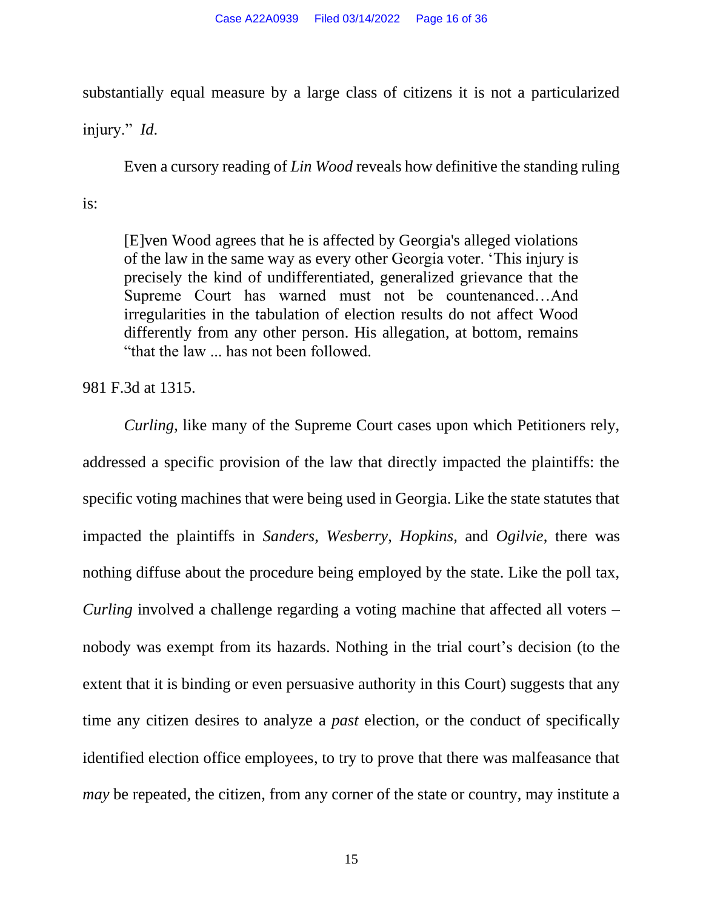substantially equal measure by a large class of citizens it is not a particularized injury." *Id*.

Even a cursory reading of *Lin Wood* reveals how definitive the standing ruling is:

> [E]ven Wood agrees that he is affected by Georgia's alleged violations of the law in the same way as every other Georgia voter. 'This injury is precisely the kind of undifferentiated, generalized grievance that the Supreme Court has warned must not be countenanced…And irregularities in the tabulation of election results do not affect Wood differently from any other person. His allegation, at bottom, remains "that the law ... has not been followed.

981 F.3d at 1315.

*Curling*, like many of the Supreme Court cases upon which Petitioners rely, addressed a specific provision of the law that directly impacted the plaintiffs: the specific voting machines that were being used in Georgia. Like the state statutes that impacted the plaintiffs in *Sanders*, *Wesberry*, *Hopkins*, and *Ogilvie*, there was nothing diffuse about the procedure being employed by the state. Like the poll tax, *Curling* involved a challenge regarding a voting machine that affected all voters – nobody was exempt from its hazards. Nothing in the trial court's decision (to the extent that it is binding or even persuasive authority in this Court) suggests that any time any citizen desires to analyze a *past* election, or the conduct of specifically identified election office employees, to try to prove that there was malfeasance that *may* be repeated, the citizen, from any corner of the state or country, may institute a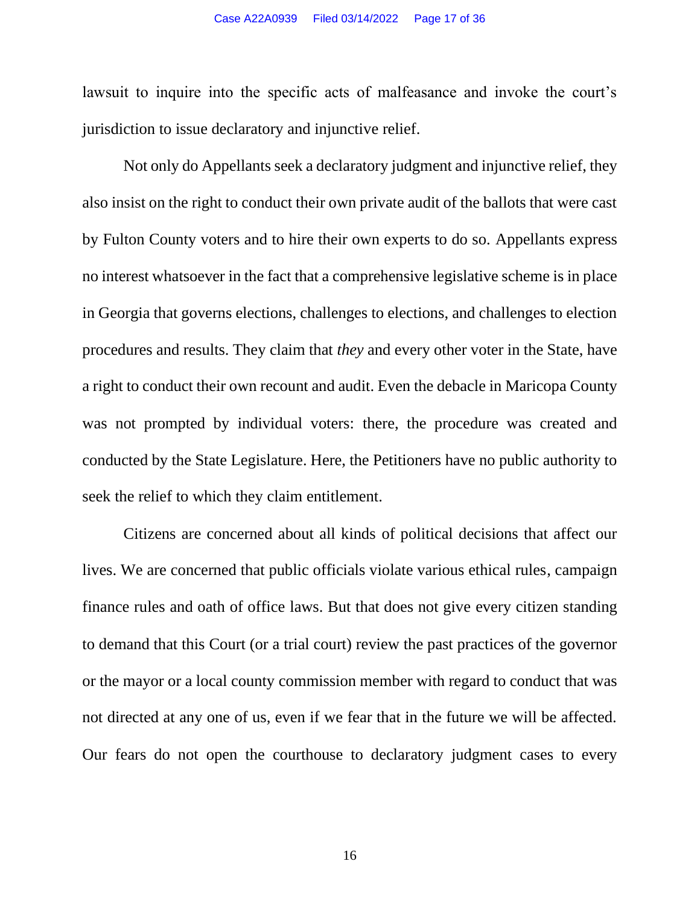lawsuit to inquire into the specific acts of malfeasance and invoke the court's jurisdiction to issue declaratory and injunctive relief.

Not only do Appellants seek a declaratory judgment and injunctive relief, they also insist on the right to conduct their own private audit of the ballots that were cast by Fulton County voters and to hire their own experts to do so. Appellants express no interest whatsoever in the fact that a comprehensive legislative scheme is in place in Georgia that governs elections, challenges to elections, and challenges to election procedures and results. They claim that *they* and every other voter in the State, have a right to conduct their own recount and audit. Even the debacle in Maricopa County was not prompted by individual voters: there, the procedure was created and conducted by the State Legislature. Here, the Petitioners have no public authority to seek the relief to which they claim entitlement.

Citizens are concerned about all kinds of political decisions that affect our lives. We are concerned that public officials violate various ethical rules, campaign finance rules and oath of office laws. But that does not give every citizen standing to demand that this Court (or a trial court) review the past practices of the governor or the mayor or a local county commission member with regard to conduct that was not directed at any one of us, even if we fear that in the future we will be affected. Our fears do not open the courthouse to declaratory judgment cases to every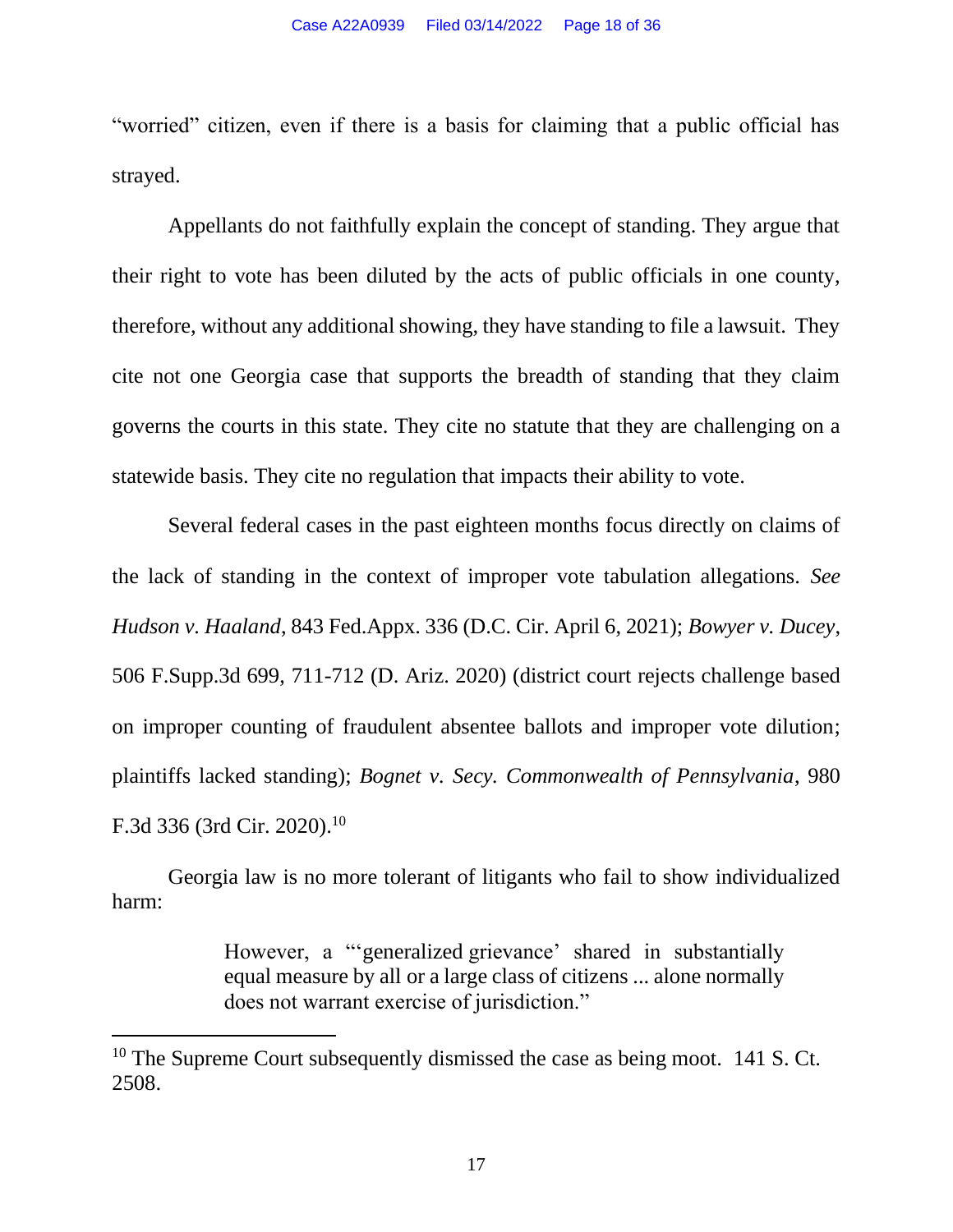"worried" citizen, even if there is a basis for claiming that a public official has strayed.

Appellants do not faithfully explain the concept of standing. They argue that their right to vote has been diluted by the acts of public officials in one county, therefore, without any additional showing, they have standing to file a lawsuit. They cite not one Georgia case that supports the breadth of standing that they claim governs the courts in this state. They cite no statute that they are challenging on a statewide basis. They cite no regulation that impacts their ability to vote.

Several federal cases in the past eighteen months focus directly on claims of the lack of standing in the context of improper vote tabulation allegations. *See Hudson v. Haaland*, 843 Fed.Appx. 336 (D.C. Cir. April 6, 2021); *Bowyer v. Ducey*, 506 F.Supp.3d 699, 711-712 (D. Ariz. 2020) (district court rejects challenge based on improper counting of fraudulent absentee ballots and improper vote dilution; plaintiffs lacked standing); *Bognet v. Secy. Commonwealth of Pennsylvania*, 980 F.3d 336 (3rd Cir. 2020).[10]

Georgia law is no more tolerant of litigants who fail to show individualized harm:

> However, a "'generalized grievance' shared in substantially equal measure by all or a large class of citizens ... alone normally does not warrant exercise of jurisdiction."

[10] The Supreme Court subsequently dismissed the case as being moot. 141 S. Ct. 2508.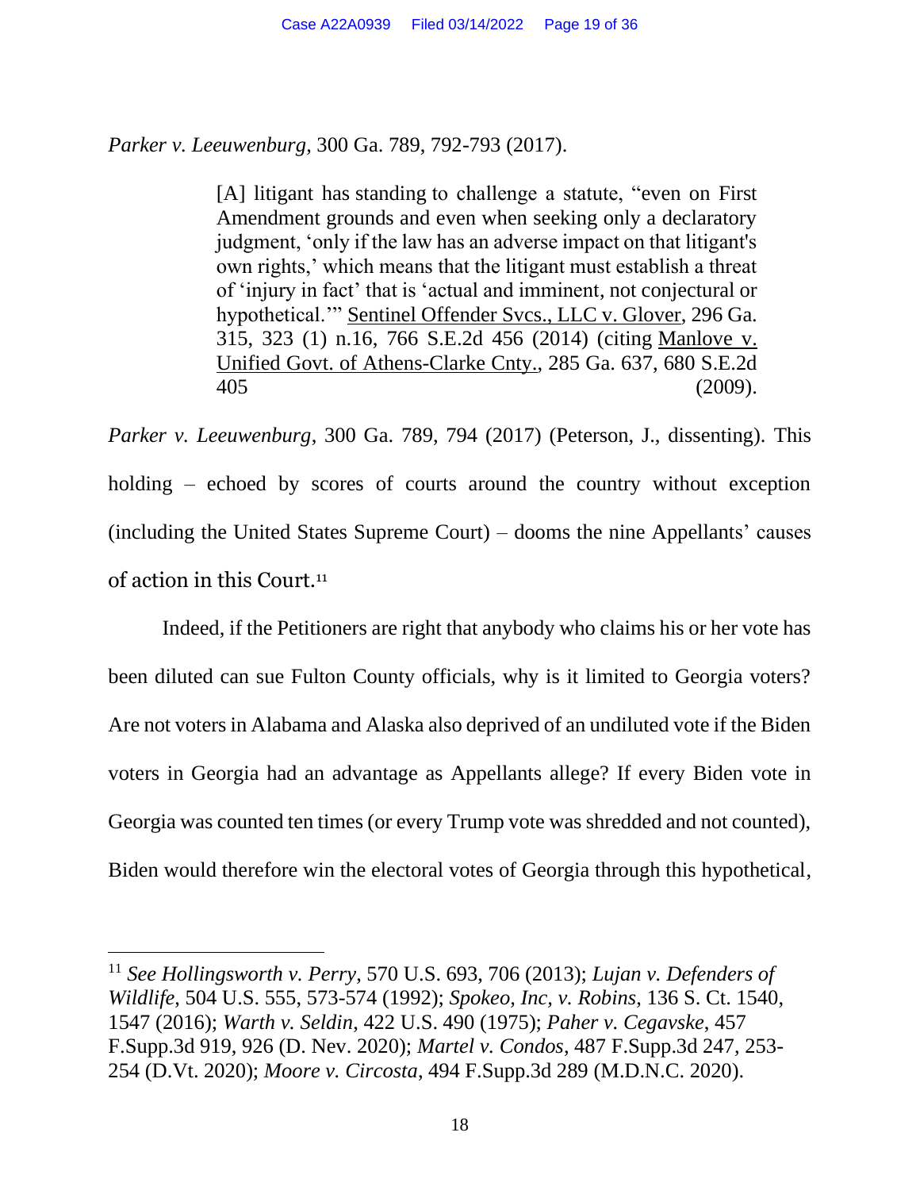*Parker v. Leeuwenburg*, 300 Ga. 789, 792-793 (2017).

> [A] litigant has standing to challenge a statute, "even on First Amendment grounds and even when seeking only a declaratory judgment, 'only if the law has an adverse impact on that litigant's own rights,' which means that the litigant must establish a threat of 'injury in fact' that is 'actual and imminent, not conjectural or hypothetical.'" Sentinel Offender Svcs., LLC v. Glover, 296 Ga. 315, 323 (1) n.16, 766 S.E.2d 456 (2014) (citing Manlove v. Unified Govt. of Athens-Clarke Cnty., 285 Ga. 637, 680 S.E.2d 405 (2009).

*Parker v. Leeuwenburg*, 300 Ga. 789, 794 (2017) (Peterson, J., dissenting). This holding – echoed by scores of courts around the country without exception (including the United States Supreme Court) – dooms the nine Appellants' causes of action in this Court.[11]

Indeed, if the Petitioners are right that anybody who claims his or her vote has been diluted can sue Fulton County officials, why is it limited to Georgia voters? Are not voters in Alabama and Alaska also deprived of an undiluted vote if the Biden voters in Georgia had an advantage as Appellants allege? If every Biden vote in Georgia was counted ten times (or every Trump vote was shredded and not counted), Biden would therefore win the electoral votes of Georgia through this hypothetical,

---

[11] *See Hollingsworth v. Perry*, 570 U.S. 693, 706 (2013); *Lujan v. Defenders of Wildlife*, 504 U.S. 555, 573-574 (1992); *Spokeo, Inc, v. Robins*, 136 S. Ct. 1540, 1547 (2016); *Warth v. Seldin*, 422 U.S. 490 (1975); *Paher v. Cegavske*, 457 F.Supp.3d 919, 926 (D. Nev. 2020); *Martel v. Condos*, 487 F.Supp.3d 247, 253-254 (D.Vt. 2020); *Moore v. Circosta*, 494 F.Supp.3d 289 (M.D.N.C. 2020).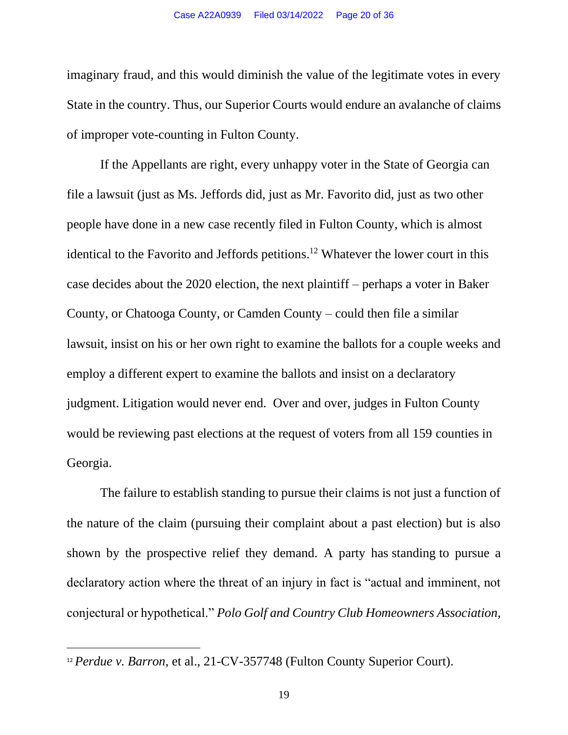imaginary fraud, and this would diminish the value of the legitimate votes in every State in the country. Thus, our Superior Courts would endure an avalanche of claims of improper vote-counting in Fulton County.

If the Appellants are right, every unhappy voter in the State of Georgia can file a lawsuit (just as Ms. Jeffords did, just as Mr. Favorito did, just as two other people have done in a new case recently filed in Fulton County, which is almost identical to the Favorito and Jeffords petitions.[12] Whatever the lower court in this case decides about the 2020 election, the next plaintiff – perhaps a voter in Baker County, or Chatooga County, or Camden County – could then file a similar lawsuit, insist on his or her own right to examine the ballots for a couple weeks and employ a different expert to examine the ballots and insist on a declaratory judgment. Litigation would never end. Over and over, judges in Fulton County would be reviewing past elections at the request of voters from all 159 counties in Georgia.

The failure to establish standing to pursue their claims is not just a function of the nature of the claim (pursuing their complaint about a past election) but is also shown by the prospective relief they demand. A party has standing to pursue a declaratory action where the threat of an injury in fact is "actual and imminent, not conjectural or hypothetical." *Polo Golf and Country Club Homeowners Association,*

---

[12] *Perdue v. Barron*, et al., 21-CV-357748 (Fulton County Superior Court).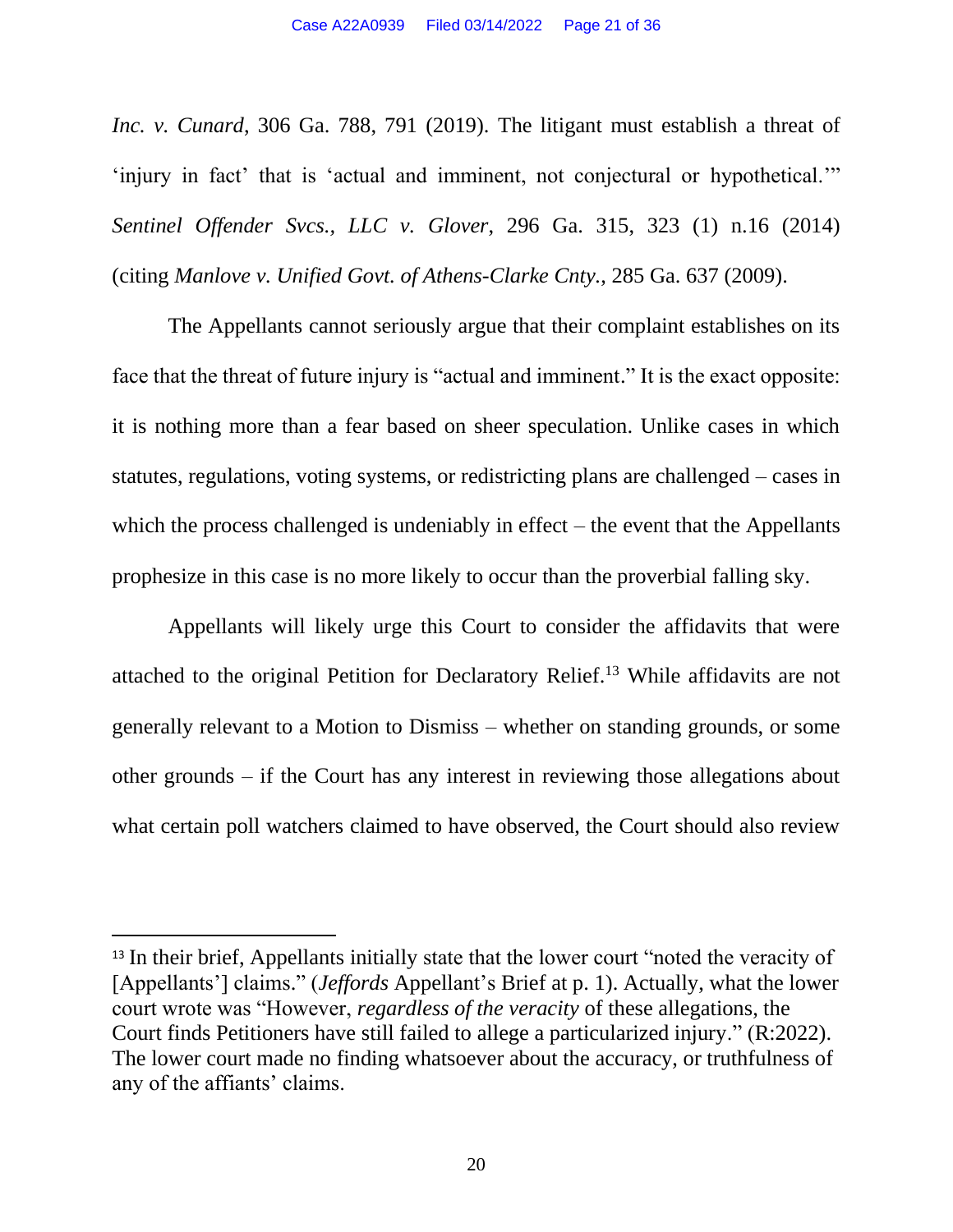*Inc. v. Cunard*, 306 Ga. 788, 791 (2019). The litigant must establish a threat of 'injury in fact' that is 'actual and imminent, not conjectural or hypothetical.'" *Sentinel Offender Svcs., LLC v. Glover*, 296 Ga. 315, 323 (1) n.16 (2014) (citing *Manlove v. Unified Govt. of Athens-Clarke Cnty.*, 285 Ga. 637 (2009).

The Appellants cannot seriously argue that their complaint establishes on its face that the threat of future injury is "actual and imminent." It is the exact opposite: it is nothing more than a fear based on sheer speculation. Unlike cases in which statutes, regulations, voting systems, or redistricting plans are challenged – cases in which the process challenged is undeniably in effect – the event that the Appellants prophesize in this case is no more likely to occur than the proverbial falling sky.

Appellants will likely urge this Court to consider the affidavits that were attached to the original Petition for Declaratory Relief.[13] While affidavits are not generally relevant to a Motion to Dismiss – whether on standing grounds, or some other grounds – if the Court has any interest in reviewing those allegations about what certain poll watchers claimed to have observed, the Court should also review

---

[13] In their brief, Appellants initially state that the lower court "noted the veracity of [Appellants'] claims." (*Jeffords* Appellant's Brief at p. 1). Actually, what the lower court wrote was "However, *regardless of the veracity* of these allegations, the Court finds Petitioners have still failed to allege a particularized injury." (R:2022). The lower court made no finding whatsoever about the accuracy, or truthfulness of any of the affiants' claims.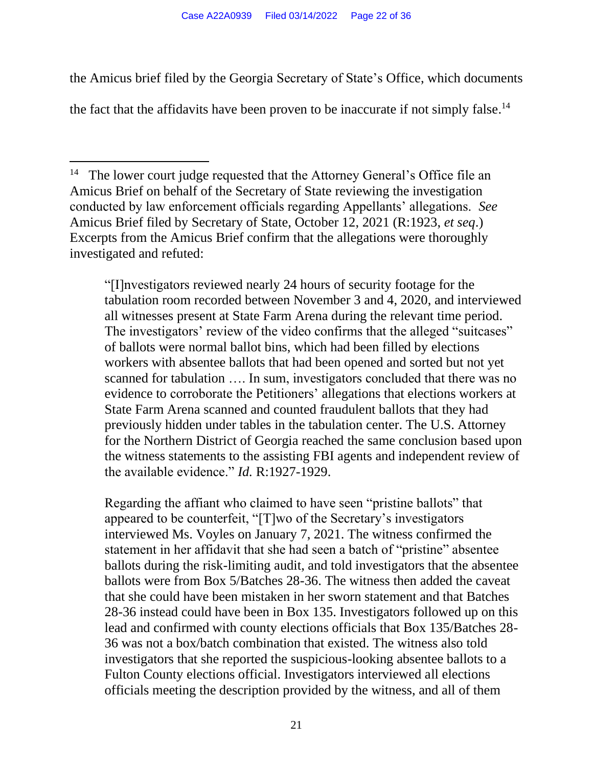the Amicus brief filed by the Georgia Secretary of State's Office, which documents the fact that the affidavits have been proven to be inaccurate if not simply false.[14]

---

[14] The lower court judge requested that the Attorney General's Office file an Amicus Brief on behalf of the Secretary of State reviewing the investigation conducted by law enforcement officials regarding Appellants' allegations. *See* Amicus Brief filed by Secretary of State, October 12, 2021 (R:1923, *et seq*.) Excerpts from the Amicus Brief confirm that the allegations were thoroughly investigated and refuted:

> "[I]nvestigators reviewed nearly 24 hours of security footage for the tabulation room recorded between November 3 and 4, 2020, and interviewed all witnesses present at State Farm Arena during the relevant time period. The investigators' review of the video confirms that the alleged "suitcases" of ballots were normal ballot bins, which had been filled by elections workers with absentee ballots that had been opened and sorted but not yet scanned for tabulation …. In sum, investigators concluded that there was no evidence to corroborate the Petitioners' allegations that elections workers at State Farm Arena scanned and counted fraudulent ballots that they had previously hidden under tables in the tabulation center. The U.S. Attorney for the Northern District of Georgia reached the same conclusion based upon the witness statements to the assisting FBI agents and independent review of the available evidence." *Id.* R:1927-1929.
>
> Regarding the affiant who claimed to have seen "pristine ballots" that appeared to be counterfeit, "[T]wo of the Secretary's investigators interviewed Ms. Voyles on January 7, 2021. The witness confirmed the statement in her affidavit that she had seen a batch of "pristine" absentee ballots during the risk-limiting audit, and told investigators that the absentee ballots were from Box 5/Batches 28-36. The witness then added the caveat that she could have been mistaken in her sworn statement and that Batches 28-36 instead could have been in Box 135. Investigators followed up on this lead and confirmed with county elections officials that Box 135/Batches 28-36 was not a box/batch combination that existed. The witness also told investigators that she reported the suspicious-looking absentee ballots to a Fulton County elections official. Investigators interviewed all elections officials meeting the description provided by the witness, and all of them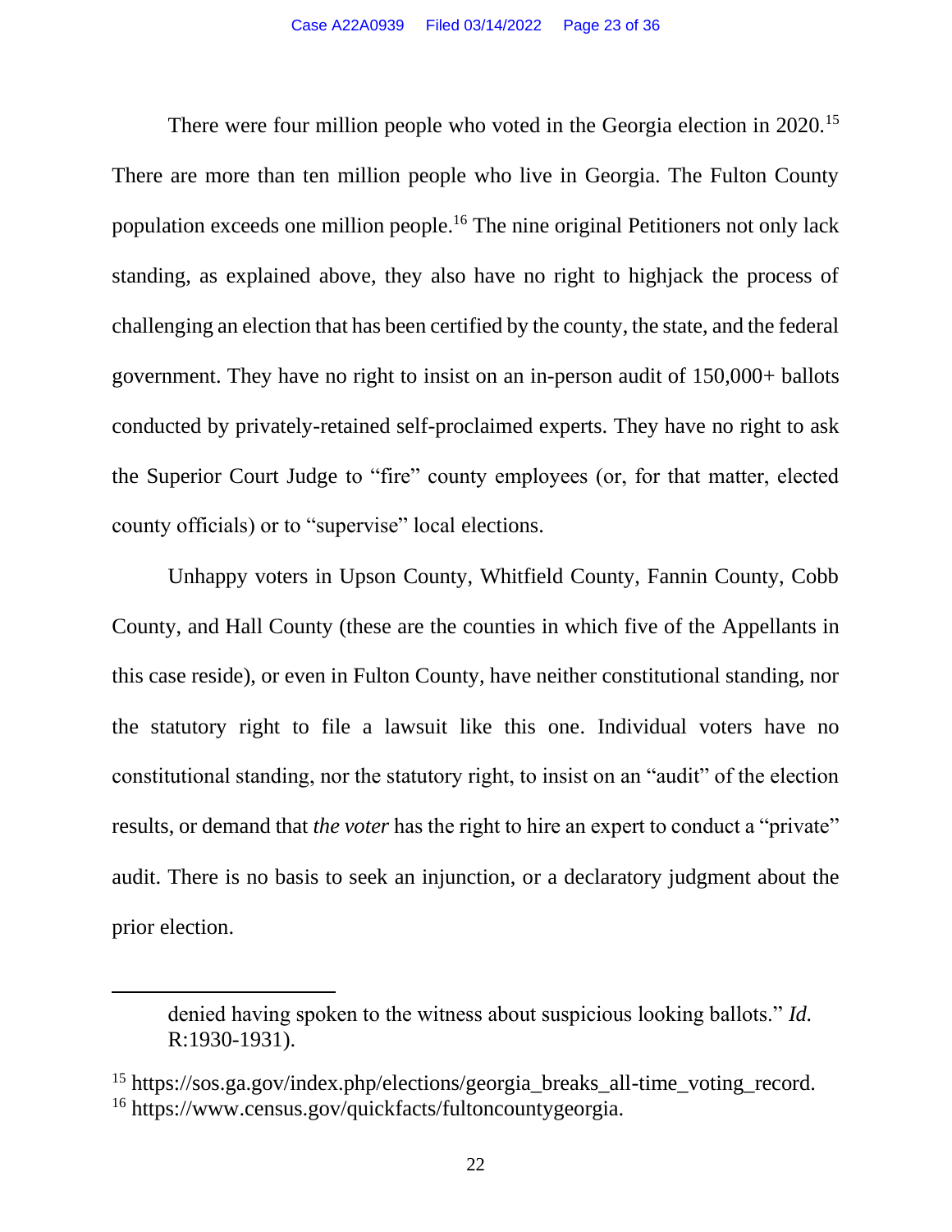There were four million people who voted in the Georgia election in 2020.[15] There are more than ten million people who live in Georgia. The Fulton County population exceeds one million people.[16] The nine original Petitioners not only lack standing, as explained above, they also have no right to highjack the process of challenging an election that has been certified by the county, the state, and the federal government. They have no right to insist on an in-person audit of 150,000+ ballots conducted by privately-retained self-proclaimed experts. They have no right to ask the Superior Court Judge to "fire" county employees (or, for that matter, elected county officials) or to "supervise" local elections.

Unhappy voters in Upson County, Whitfield County, Fannin County, Cobb County, and Hall County (these are the counties in which five of the Appellants in this case reside), or even in Fulton County, have neither constitutional standing, nor the statutory right to file a lawsuit like this one. Individual voters have no constitutional standing, nor the statutory right, to insist on an "audit" of the election results, or demand that *the voter* has the right to hire an expert to conduct a "private" audit. There is no basis to seek an injunction, or a declaratory judgment about the prior election.

---

denied having spoken to the witness about suspicious looking ballots." *Id.* R:1930-1931).

[15] https://sos.ga.gov/index.php/elections/georgia_breaks_all-time_voting_record.

[16] https://www.census.gov/quickfacts/fultoncountygeorgia.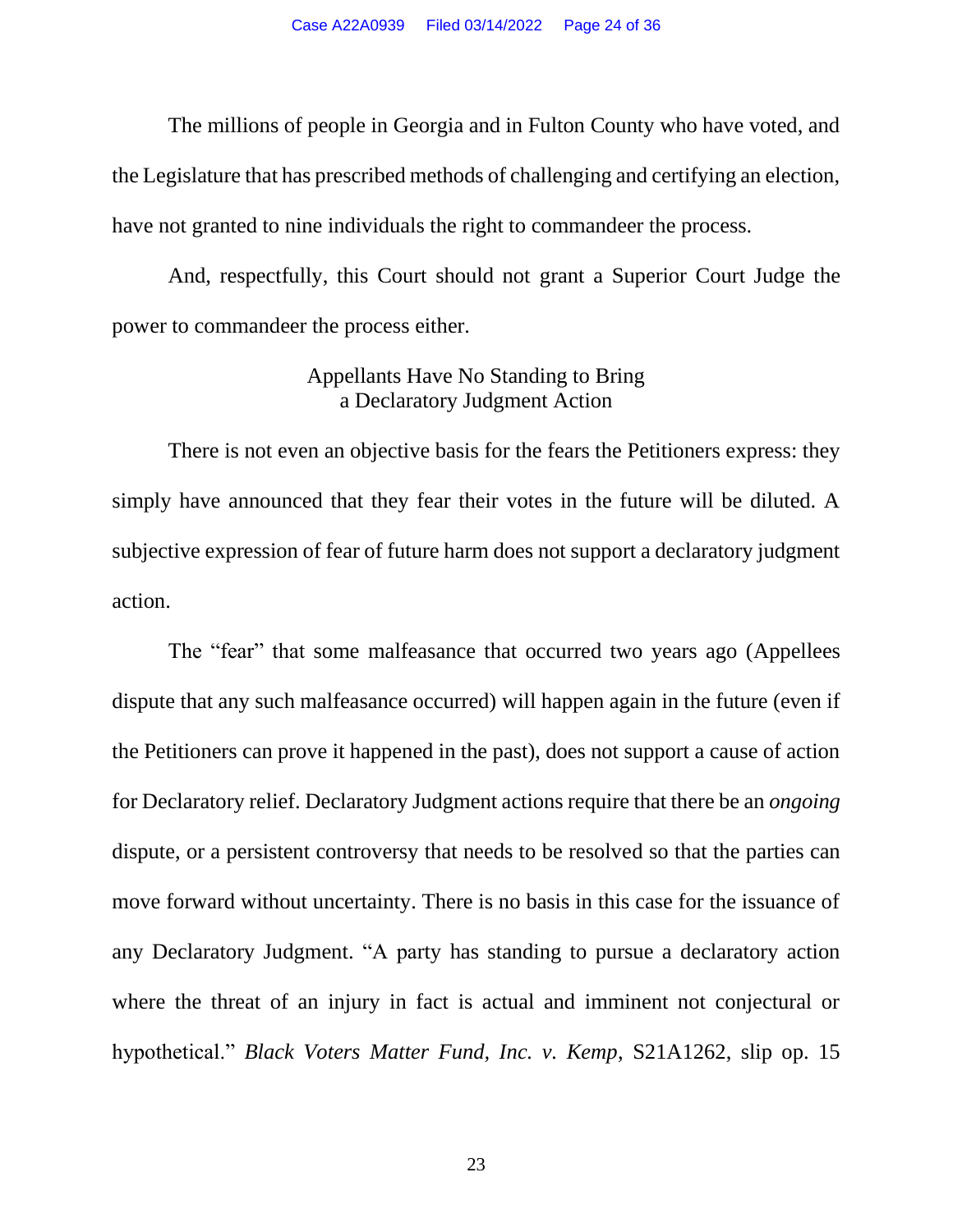The millions of people in Georgia and in Fulton County who have voted, and the Legislature that has prescribed methods of challenging and certifying an election, have not granted to nine individuals the right to commandeer the process.

And, respectfully, this Court should not grant a Superior Court Judge the power to commandeer the process either.

### Appellants Have No Standing to Bring a Declaratory Judgment Action

There is not even an objective basis for the fears the Petitioners express: they simply have announced that they fear their votes in the future will be diluted. A subjective expression of fear of future harm does not support a declaratory judgment action.

The "fear" that some malfeasance that occurred two years ago (Appellees dispute that any such malfeasance occurred) will happen again in the future (even if the Petitioners can prove it happened in the past), does not support a cause of action for Declaratory relief. Declaratory Judgment actions require that there be an *ongoing* dispute, or a persistent controversy that needs to be resolved so that the parties can move forward without uncertainty. There is no basis in this case for the issuance of any Declaratory Judgment. "A party has standing to pursue a declaratory action where the threat of an injury in fact is actual and imminent not conjectural or hypothetical." *Black Voters Matter Fund, Inc. v. Kemp*, S21A1262, slip op. 15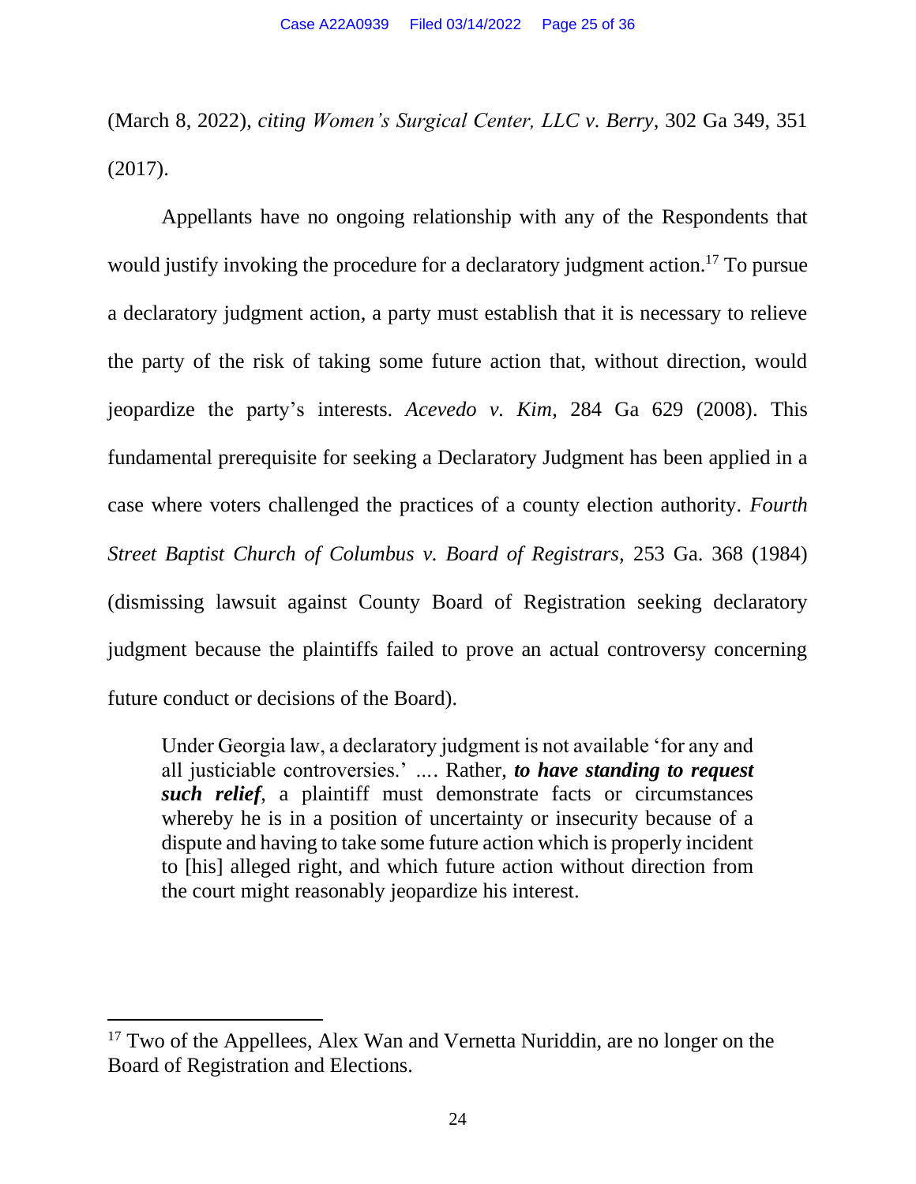(March 8, 2022), *citing Women's Surgical Center, LLC v. Berry*, 302 Ga 349, 351 (2017).

Appellants have no ongoing relationship with any of the Respondents that would justify invoking the procedure for a declaratory judgment action.[17] To pursue a declaratory judgment action, a party must establish that it is necessary to relieve the party of the risk of taking some future action that, without direction, would jeopardize the party's interests. *Acevedo v. Kim*, 284 Ga 629 (2008). This fundamental prerequisite for seeking a Declaratory Judgment has been applied in a case where voters challenged the practices of a county election authority. *Fourth Street Baptist Church of Columbus v. Board of Registrars*, 253 Ga. 368 (1984) (dismissing lawsuit against County Board of Registration seeking declaratory judgment because the plaintiffs failed to prove an actual controversy concerning future conduct or decisions of the Board).

> Under Georgia law, a declaratory judgment is not available 'for any and all justiciable controversies.' .... Rather, ***to have standing to request such relief***, a plaintiff must demonstrate facts or circumstances whereby he is in a position of uncertainty or insecurity because of a dispute and having to take some future action which is properly incident to [his] alleged right, and which future action without direction from the court might reasonably jeopardize his interest.

---

[17] Two of the Appellees, Alex Wan and Vernetta Nuriddin, are no longer on the Board of Registration and Elections.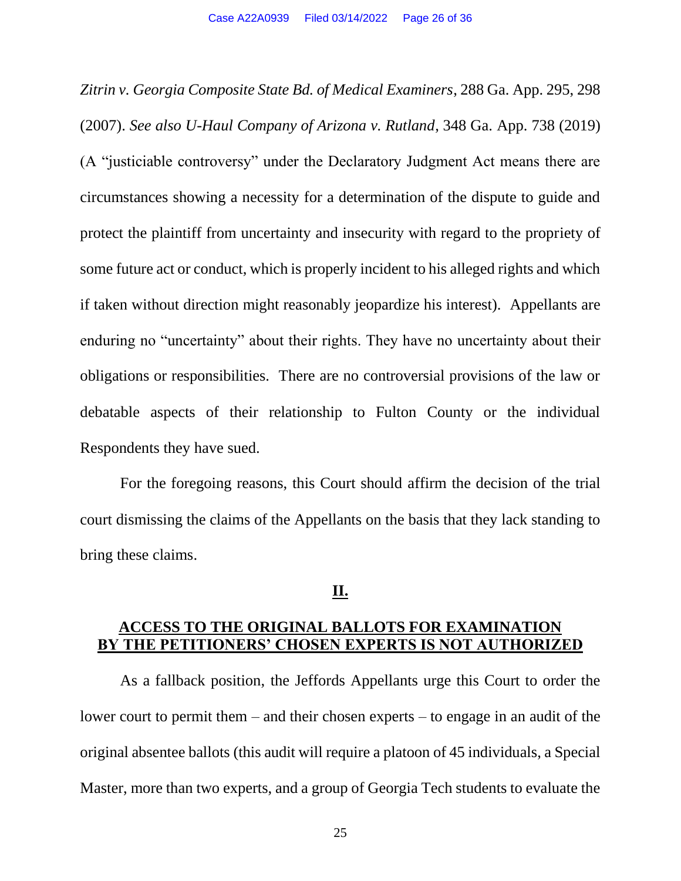*Zitrin v. Georgia Composite State Bd. of Medical Examiners*, 288 Ga. App. 295, 298 (2007). *See also U-Haul Company of Arizona v. Rutland*, 348 Ga. App. 738 (2019) (A "justiciable controversy" under the Declaratory Judgment Act means there are circumstances showing a necessity for a determination of the dispute to guide and protect the plaintiff from uncertainty and insecurity with regard to the propriety of some future act or conduct, which is properly incident to his alleged rights and which if taken without direction might reasonably jeopardize his interest). Appellants are enduring no "uncertainty" about their rights. They have no uncertainty about their obligations or responsibilities. There are no controversial provisions of the law or debatable aspects of their relationship to Fulton County or the individual Respondents they have sued.

For the foregoing reasons, this Court should affirm the decision of the trial court dismissing the claims of the Appellants on the basis that they lack standing to bring these claims.

## II.

## ACCESS TO THE ORIGINAL BALLOTS FOR EXAMINATION BY THE PETITIONERS' CHOSEN EXPERTS IS NOT AUTHORIZED

As a fallback position, the Jeffords Appellants urge this Court to order the lower court to permit them – and their chosen experts – to engage in an audit of the original absentee ballots (this audit will require a platoon of 45 individuals, a Special Master, more than two experts, and a group of Georgia Tech students to evaluate the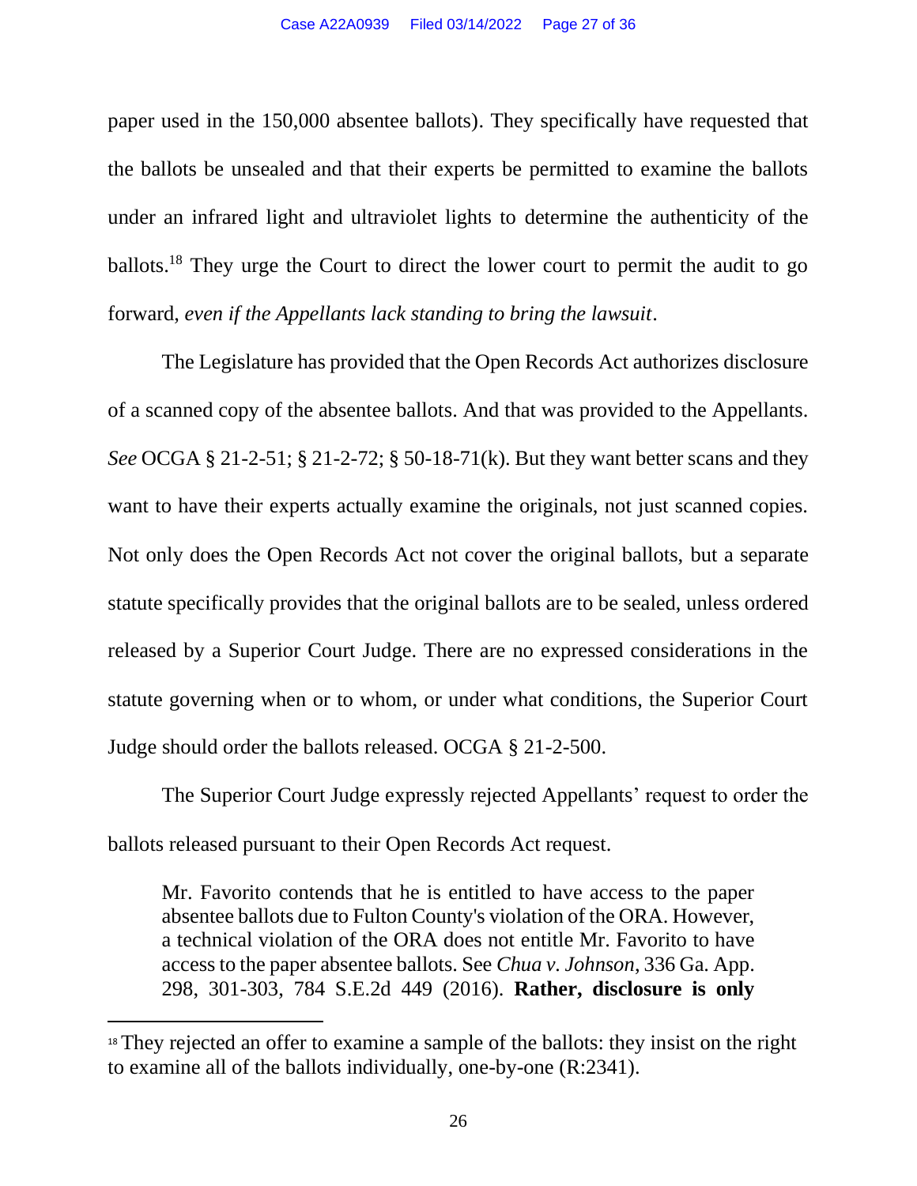paper used in the 150,000 absentee ballots). They specifically have requested that the ballots be unsealed and that their experts be permitted to examine the ballots under an infrared light and ultraviolet lights to determine the authenticity of the ballots.[18] They urge the Court to direct the lower court to permit the audit to go forward, *even if the Appellants lack standing to bring the lawsuit*.

The Legislature has provided that the Open Records Act authorizes disclosure of a scanned copy of the absentee ballots. And that was provided to the Appellants. *See* OCGA § 21-2-51; § 21-2-72; § 50-18-71(k). But they want better scans and they want to have their experts actually examine the originals, not just scanned copies. Not only does the Open Records Act not cover the original ballots, but a separate statute specifically provides that the original ballots are to be sealed, unless ordered released by a Superior Court Judge. There are no expressed considerations in the statute governing when or to whom, or under what conditions, the Superior Court Judge should order the ballots released. OCGA § 21-2-500.

The Superior Court Judge expressly rejected Appellants' request to order the ballots released pursuant to their Open Records Act request.

> Mr. Favorito contends that he is entitled to have access to the paper absentee ballots due to Fulton County's violation of the ORA. However, a technical violation of the ORA does not entitle Mr. Favorito to have access to the paper absentee ballots. See *Chua v. Johnson*, 336 Ga. App. 298, 301-303, 784 S.E.2d 449 (2016). **Rather, disclosure is only**

---

[18] They rejected an offer to examine a sample of the ballots: they insist on the right to examine all of the ballots individually, one-by-one (R:2341).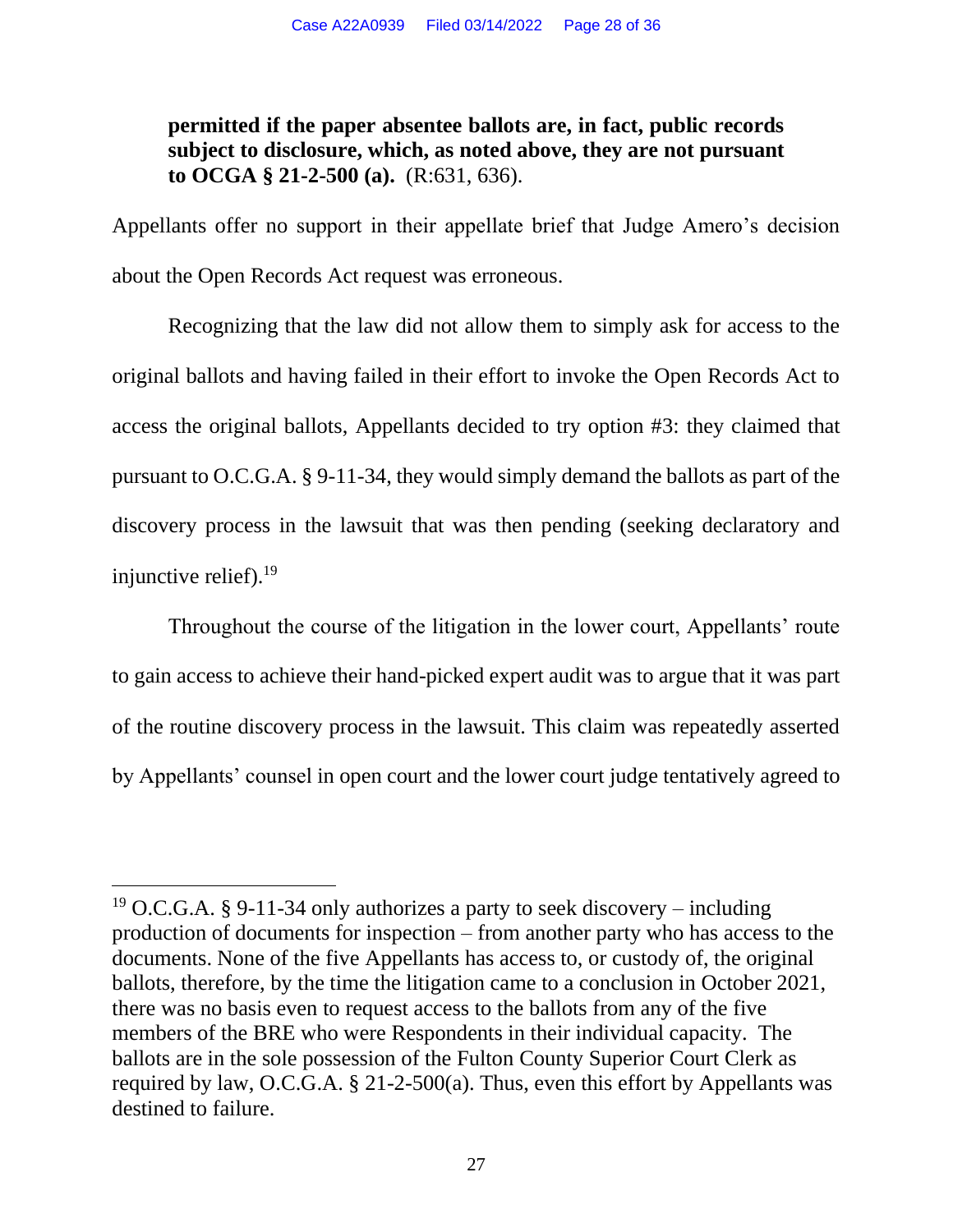**permitted if the paper absentee ballots are, in fact, public records subject to disclosure, which, as noted above, they are not pursuant to OCGA § 21-2-500 (a).** (R:631, 636).

Appellants offer no support in their appellate brief that Judge Amero's decision about the Open Records Act request was erroneous.

Recognizing that the law did not allow them to simply ask for access to the original ballots and having failed in their effort to invoke the Open Records Act to access the original ballots, Appellants decided to try option #3: they claimed that pursuant to O.C.G.A. § 9-11-34, they would simply demand the ballots as part of the discovery process in the lawsuit that was then pending (seeking declaratory and injunctive relief).[19]

Throughout the course of the litigation in the lower court, Appellants' route to gain access to achieve their hand-picked expert audit was to argue that it was part of the routine discovery process in the lawsuit. This claim was repeatedly asserted by Appellants' counsel in open court and the lower court judge tentatively agreed to

---

[19] O.C.G.A. § 9-11-34 only authorizes a party to seek discovery – including production of documents for inspection – from another party who has access to the documents. None of the five Appellants has access to, or custody of, the original ballots, therefore, by the time the litigation came to a conclusion in October 2021, there was no basis even to request access to the ballots from any of the five members of the BRE who were Respondents in their individual capacity. The ballots are in the sole possession of the Fulton County Superior Court Clerk as required by law, O.C.G.A. § 21-2-500(a). Thus, even this effort by Appellants was destined to failure.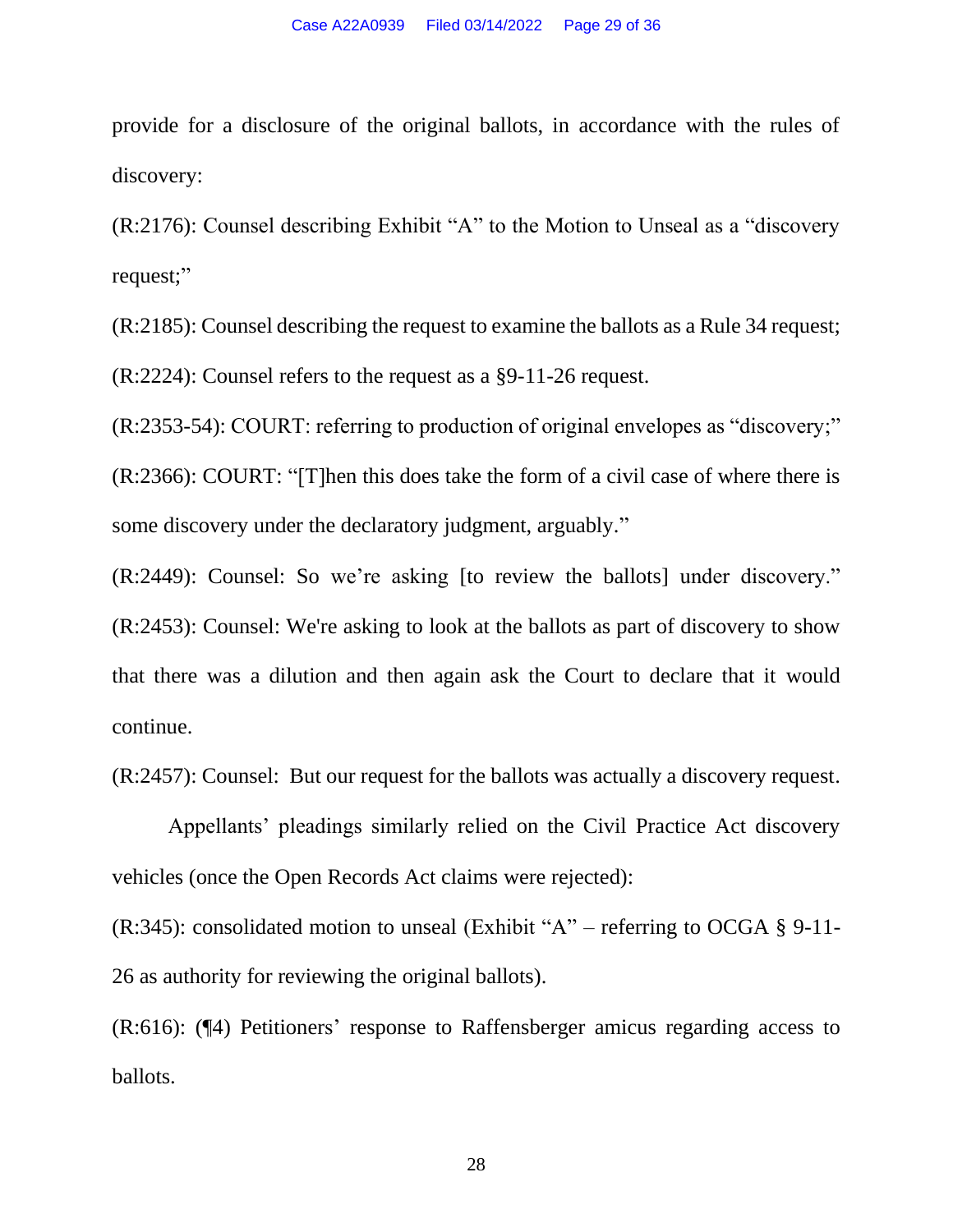provide for a disclosure of the original ballots, in accordance with the rules of discovery:

(R:2176): Counsel describing Exhibit "A" to the Motion to Unseal as a "discovery request;"

(R:2185): Counsel describing the request to examine the ballots as a Rule 34 request;

(R:2224): Counsel refers to the request as a §9-11-26 request.

(R:2353-54): COURT: referring to production of original envelopes as "discovery;"

(R:2366): COURT: "[T]hen this does take the form of a civil case of where there is some discovery under the declaratory judgment, arguably."

(R:2449): Counsel: So we're asking [to review the ballots] under discovery."

(R:2453): Counsel: We're asking to look at the ballots as part of discovery to show that there was a dilution and then again ask the Court to declare that it would continue.

(R:2457): Counsel: But our request for the ballots was actually a discovery request.

Appellants' pleadings similarly relied on the Civil Practice Act discovery vehicles (once the Open Records Act claims were rejected):

(R:345): consolidated motion to unseal (Exhibit "A" – referring to OCGA § 9-11-26 as authority for reviewing the original ballots).

(R:616): (¶4) Petitioners' response to Raffensberger amicus regarding access to ballots.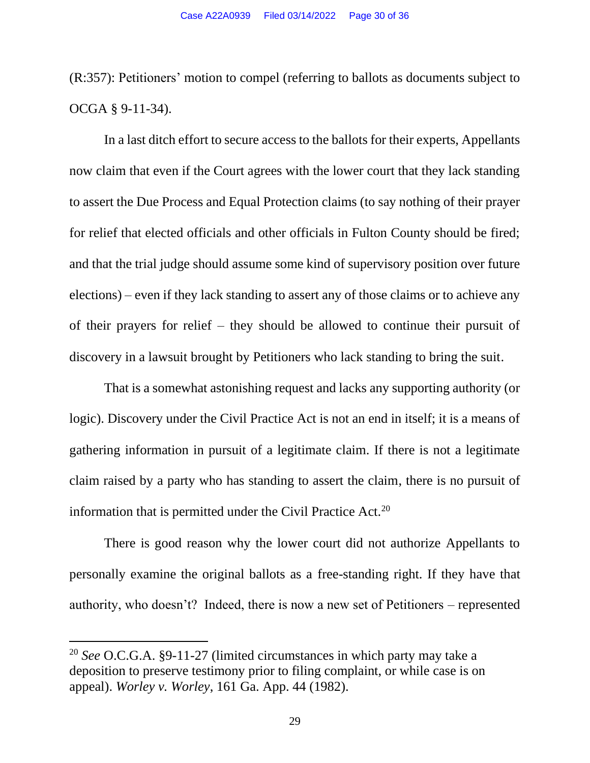(R:357): Petitioners' motion to compel (referring to ballots as documents subject to OCGA § 9-11-34).

In a last ditch effort to secure access to the ballots for their experts, Appellants now claim that even if the Court agrees with the lower court that they lack standing to assert the Due Process and Equal Protection claims (to say nothing of their prayer for relief that elected officials and other officials in Fulton County should be fired; and that the trial judge should assume some kind of supervisory position over future elections) – even if they lack standing to assert any of those claims or to achieve any of their prayers for relief – they should be allowed to continue their pursuit of discovery in a lawsuit brought by Petitioners who lack standing to bring the suit.

That is a somewhat astonishing request and lacks any supporting authority (or logic). Discovery under the Civil Practice Act is not an end in itself; it is a means of gathering information in pursuit of a legitimate claim. If there is not a legitimate claim raised by a party who has standing to assert the claim, there is no pursuit of information that is permitted under the Civil Practice Act.[20]

There is good reason why the lower court did not authorize Appellants to personally examine the original ballots as a free-standing right. If they have that authority, who doesn't? Indeed, there is now a new set of Petitioners – represented

---

[20] *See* O.C.G.A. §9-11-27 (limited circumstances in which party may take a deposition to preserve testimony prior to filing complaint, or while case is on appeal). *Worley v. Worley*, 161 Ga. App. 44 (1982).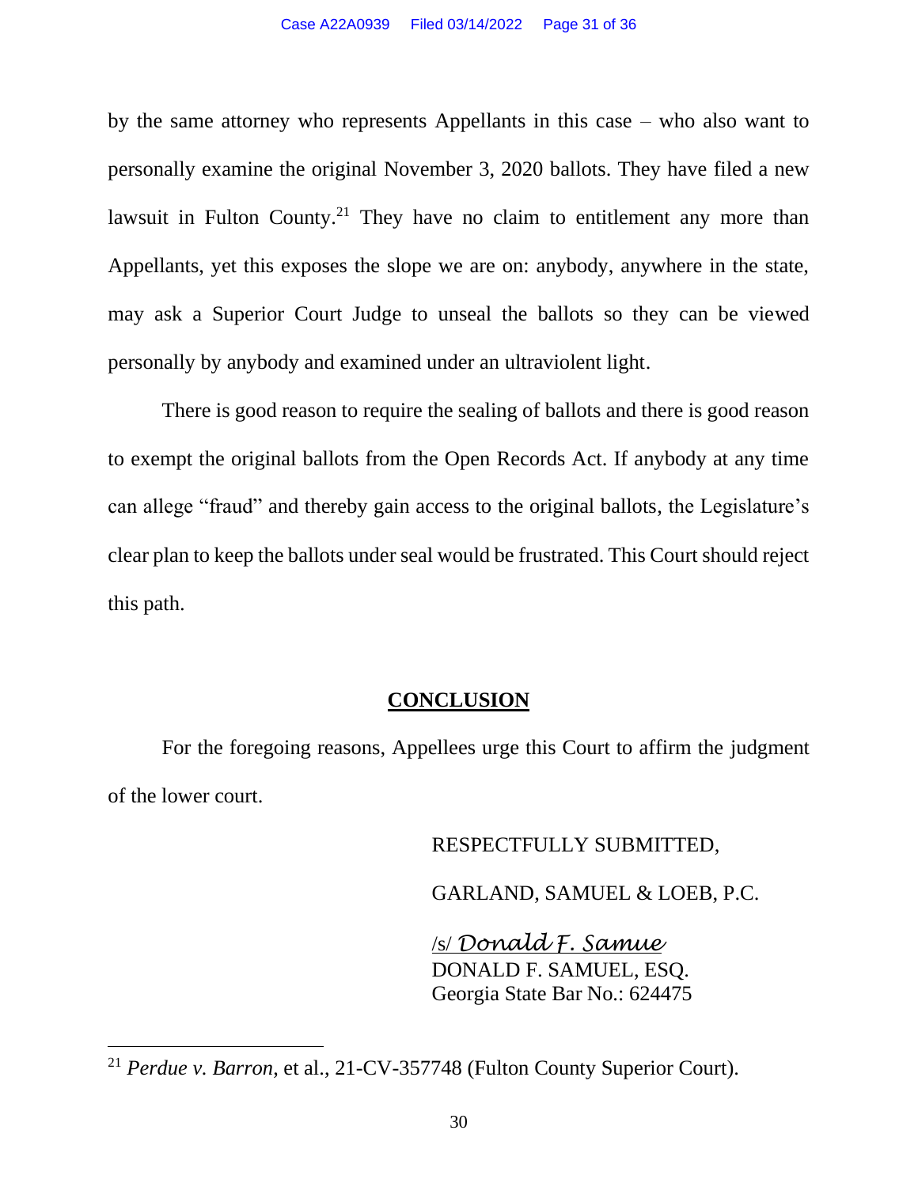by the same attorney who represents Appellants in this case – who also want to personally examine the original November 3, 2020 ballots. They have filed a new lawsuit in Fulton County.[21] They have no claim to entitlement any more than Appellants, yet this exposes the slope we are on: anybody, anywhere in the state, may ask a Superior Court Judge to unseal the ballots so they can be viewed personally by anybody and examined under an ultraviolent light.

There is good reason to require the sealing of ballots and there is good reason to exempt the original ballots from the Open Records Act. If anybody at any time can allege "fraud" and thereby gain access to the original ballots, the Legislature's clear plan to keep the ballots under seal would be frustrated. This Court should reject this path.

## CONCLUSION

For the foregoing reasons, Appellees urge this Court to affirm the judgment of the lower court.

RESPECTFULLY SUBMITTED,

GARLAND, SAMUEL & LOEB, P.C.

/s/ *Donald F. Samue*
DONALD F. SAMUEL, ESQ.
Georgia State Bar No.: 624475

---

[21] *Perdue v. Barron*, et al., 21-CV-357748 (Fulton County Superior Court).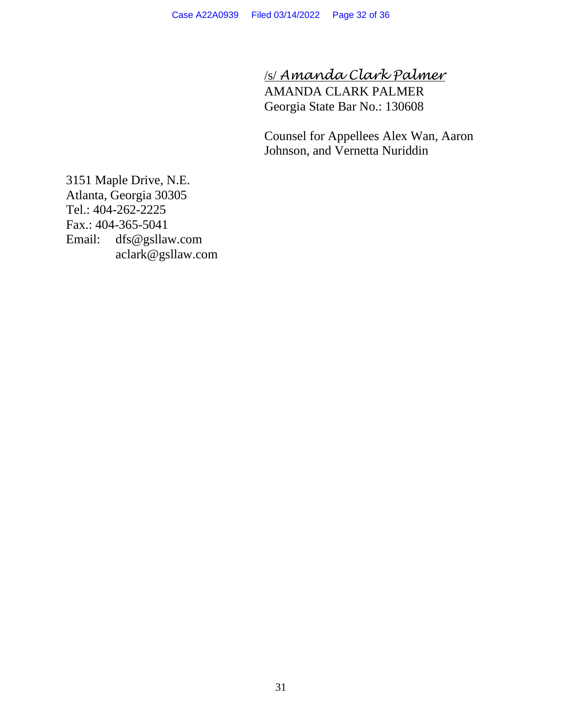/s/ *Amanda Clark Palmer*
AMANDA CLARK PALMER
Georgia State Bar No.: 130608

Counsel for Appellees Alex Wan, Aaron Johnson, and Vernetta Nuriddin

3151 Maple Drive, N.E.
Atlanta, Georgia 30305
Tel.: 404-262-2225
Fax.: 404-365-5041
Email: dfs@gsllaw.com
aclark@gsllaw.com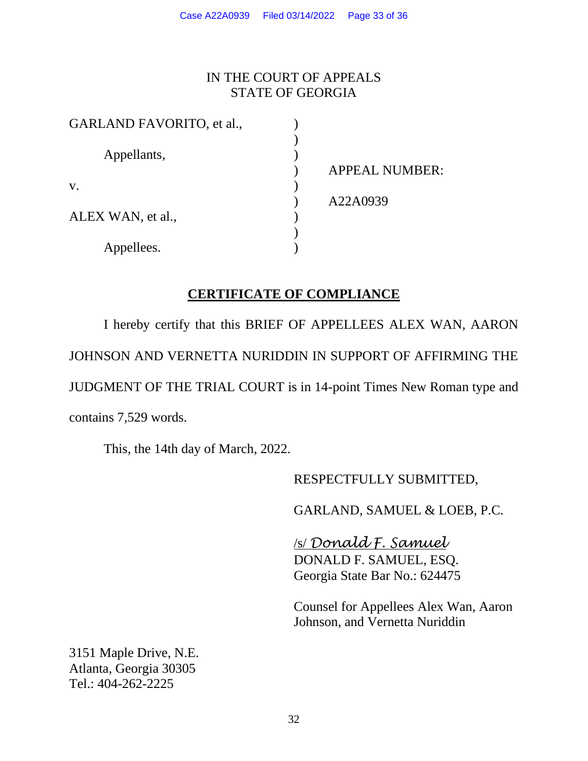IN THE COURT OF APPEALS
STATE OF GEORGIA

| | | |
|---|---|---|
| GARLAND FAVORITO, et al., | ) | |
| Appellants, | ) | APPEAL NUMBER: |
| v. | ) | A22A0939 |
| ALEX WAN, et al., | ) | |
| Appellees. | ) | |

## **CERTIFICATE OF COMPLIANCE**

I hereby certify that this BRIEF OF APPELLEES ALEX WAN, AARON JOHNSON AND VERNETTA NURIDDIN IN SUPPORT OF AFFIRMING THE JUDGMENT OF THE TRIAL COURT is in 14-point Times New Roman type and contains 7,529 words.

This, the 14th day of March, 2022.

RESPECTFULLY SUBMITTED,

GARLAND, SAMUEL & LOEB, P.C.

/s/ *Donald F. Samuel*
DONALD F. SAMUEL, ESQ.
Georgia State Bar No.: 624475

Counsel for Appellees Alex Wan, Aaron Johnson, and Vernetta Nuriddin

3151 Maple Drive, N.E.
Atlanta, Georgia 30305
Tel.: 404-262-2225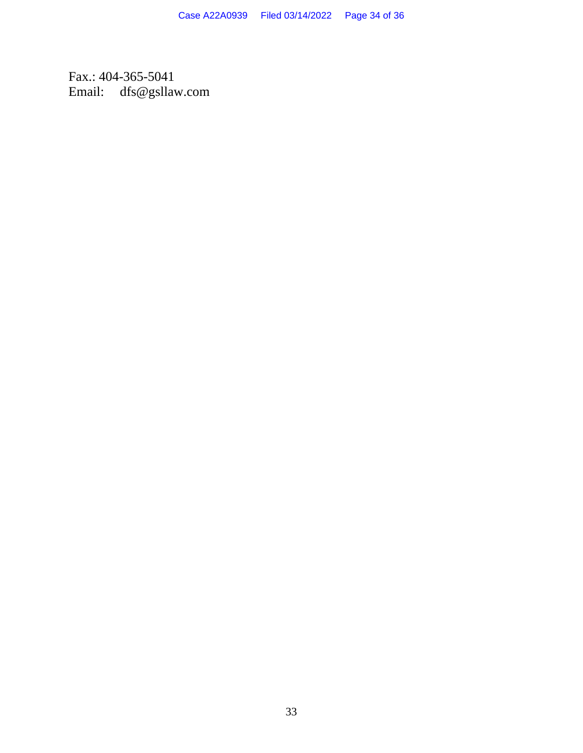Fax.: 404-365-5041
Email: dfs@gsllaw.com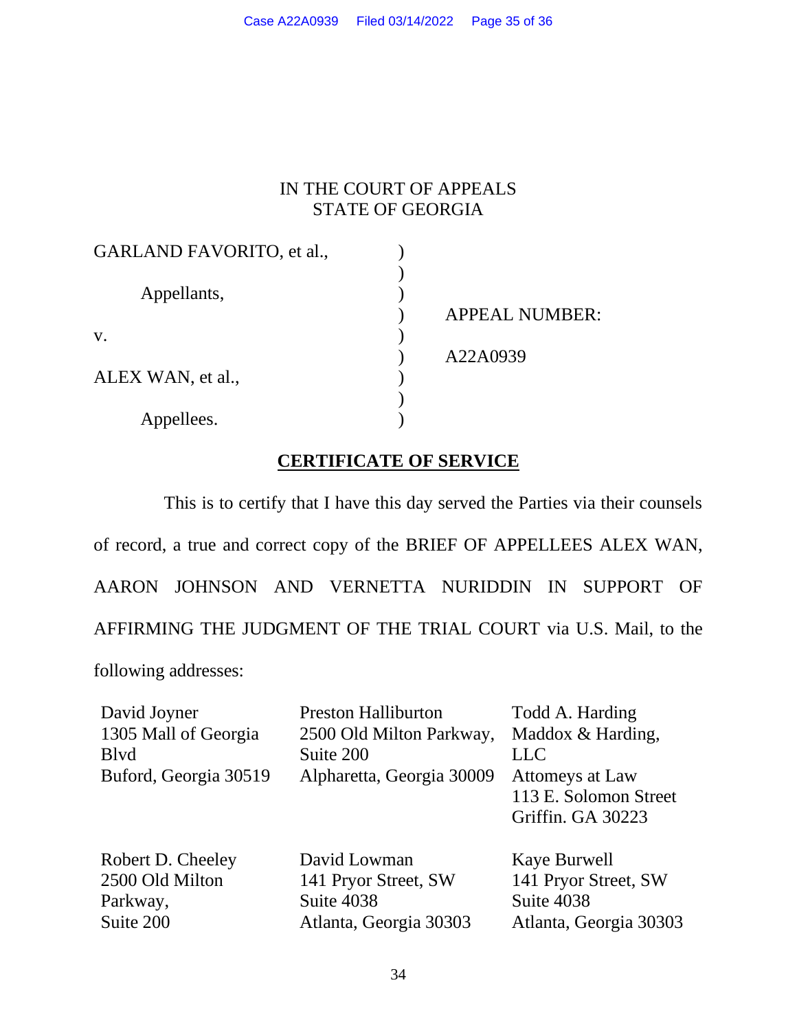IN THE COURT OF APPEALS
STATE OF GEORGIA

| | | |
|---|---|---|
| GARLAND FAVORITO, et al., | ) | |
| | ) | |
| Appellants, | ) | |
| | ) | APPEAL NUMBER: |
| v. | ) | |
| | ) | A22A0939 |
| ALEX WAN, et al., | ) | |
| | ) | |
| Appellees. | ) | |

## CERTIFICATE OF SERVICE

This is to certify that I have this day served the Parties via their counsels of record, a true and correct copy of the BRIEF OF APPELLEES ALEX WAN, AARON JOHNSON AND VERNETTA NURIDDIN IN SUPPORT OF AFFIRMING THE JUDGMENT OF THE TRIAL COURT via U.S. Mail, to the following addresses:

David Joyner
1305 Mall of Georgia Blvd
Buford, Georgia 30519

Preston Halliburton
2500 Old Milton Parkway, Suite 200
Alpharetta, Georgia 30009

Todd A. Harding
Maddox & Harding, LLC
Attomeys at Law
113 E. Solomon Street
Griffin. GA 30223

Robert D. Cheeley
2500 Old Milton Parkway,
Suite 200

David Lowman
141 Pryor Street, SW
Suite 4038
Atlanta, Georgia 30303

Kaye Burwell
141 Pryor Street, SW
Suite 4038
Atlanta, Georgia 30303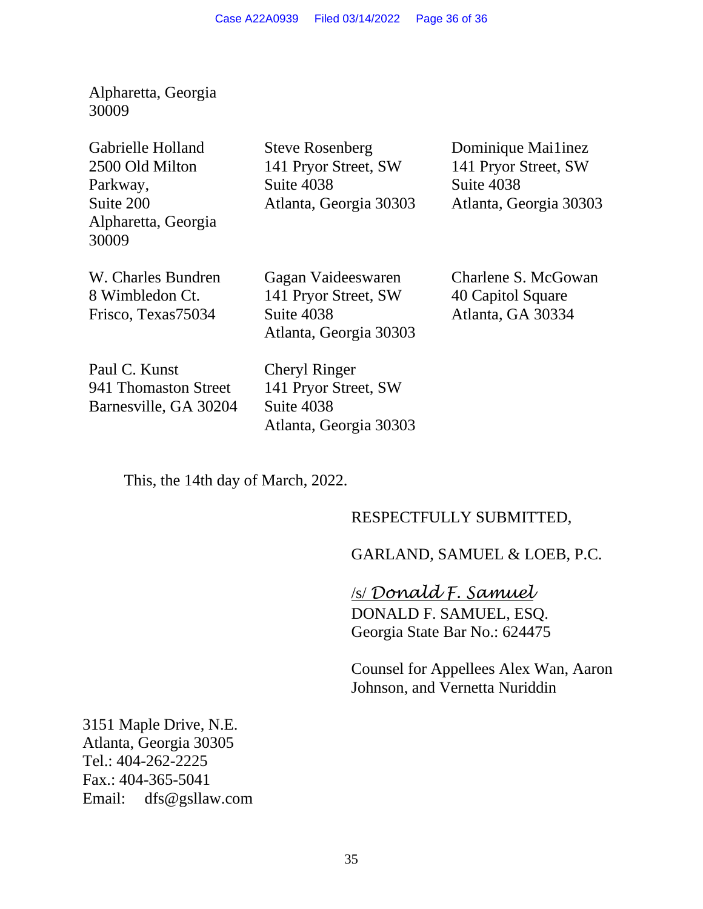Alpharetta, Georgia
30009

Gabrielle Holland
2500 Old Milton
Parkway,
Suite 200
Alpharetta, Georgia
30009

Steve Rosenberg
141 Pryor Street, SW
Suite 4038
Atlanta, Georgia 30303

Dominique Mai1inez
141 Pryor Street, SW
Suite 4038
Atlanta, Georgia 30303

W. Charles Bundren
8 Wimbledon Ct.
Frisco, Texas75034

Gagan Vaideeswaren
141 Pryor Street, SW
Suite 4038
Atlanta, Georgia 30303

Charlene S. McGowan
40 Capitol Square
Atlanta, GA 30334

Paul C. Kunst
941 Thomaston Street
Barnesville, GA 30204

Cheryl Ringer
141 Pryor Street, SW
Suite 4038
Atlanta, Georgia 30303

This, the 14th day of March, 2022.

RESPECTFULLY SUBMITTED,

GARLAND, SAMUEL & LOEB, P.C.

/s/ *Donald F. Samuel*
DONALD F. SAMUEL, ESQ.
Georgia State Bar No.: 624475

Counsel for Appellees Alex Wan, Aaron Johnson, and Vernetta Nuriddin

3151 Maple Drive, N.E.
Atlanta, Georgia 30305
Tel.: 404-262-2225
Fax.: 404-365-5041
Email: dfs@gsllaw.com